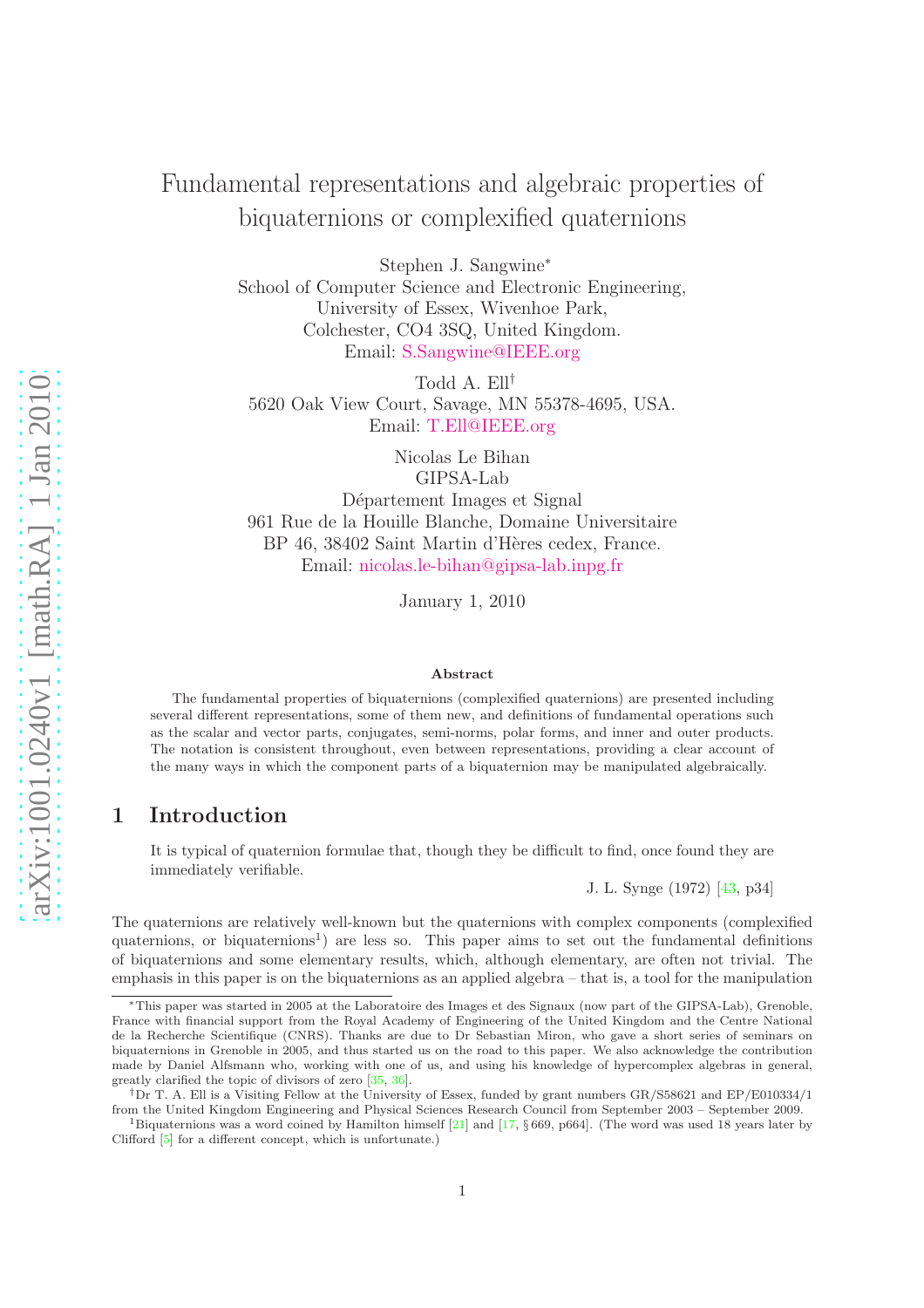# Fundamental representations and algebraic properties of biquaternions or complexified quaternions

Stephen J. Sangwine*
School of Computer Science and Electronic Engineering,
University of Essex, Wivenhoe Park,
Colchester, CO4 3SQ, United Kingdom.
Email: S.Sangwine@IEEE.org

Todd A. Ell†
5620 Oak View Court, Savage, MN 55378-4695, USA.
Email: T.Ell@IEEE.org

Nicolas Le Bihan
GIPSA-Lab
Département Images et Signal
961 Rue de la Houille Blanche, Domaine Universitaire
BP 46, 38402 Saint Martin d'Hères cedex, France.
Email: nicolas.le-bihan@gipsa-lab.inpg.fr

January 1, 2010

### Abstract

The fundamental properties of biquaternions (complexified quaternions) are presented including several different representations, some of them new, and definitions of fundamental operations such as the scalar and vector parts, conjugates, semi-norms, polar forms, and inner and outer products. The notation is consistent throughout, even between representations, providing a clear account of the many ways in which the component parts of a biquaternion may be manipulated algebraically.

## 1 Introduction

> It is typical of quaternion formulae that, though they be difficult to find, once found they are immediately verifiable.
>
> J. L. Synge (1972) [43, p34]

The quaternions are relatively well-known but the quaternions with complex components (complexified quaternions, or biquaternions[1]) are less so. This paper aims to set out the fundamental definitions of biquaternions and some elementary results, which, although elementary, are often not trivial. The emphasis in this paper is on the biquaternions as an applied algebra – that is, a tool for the manipulation

---

*This paper was started in 2005 at the Laboratoire des Images et des Signaux (now part of the GIPSA-Lab), Grenoble, France with financial support from the Royal Academy of Engineering of the United Kingdom and the Centre National de la Recherche Scientifique (CNRS). Thanks are due to Dr Sebastian Miron, who gave a short series of seminars on biquaternions in Grenoble in 2005, and thus started us on the road to this paper. We also acknowledge the contribution made by Daniel Alfsmann who, working with one of us, and using his knowledge of hypercomplex algebras in general, greatly clarified the topic of divisors of zero [35, 36].

†Dr T. A. Ell is a Visiting Fellow at the University of Essex, funded by grant numbers GR/S58621 and EP/E010334/1 from the United Kingdom Engineering and Physical Sciences Research Council from September 2003 – September 2009.

[1] Biquaternions was a word coined by Hamilton himself [21] and [17, § 669, p664]. (The word was used 18 years later by Clifford [5] for a different concept, which is unfortunate.)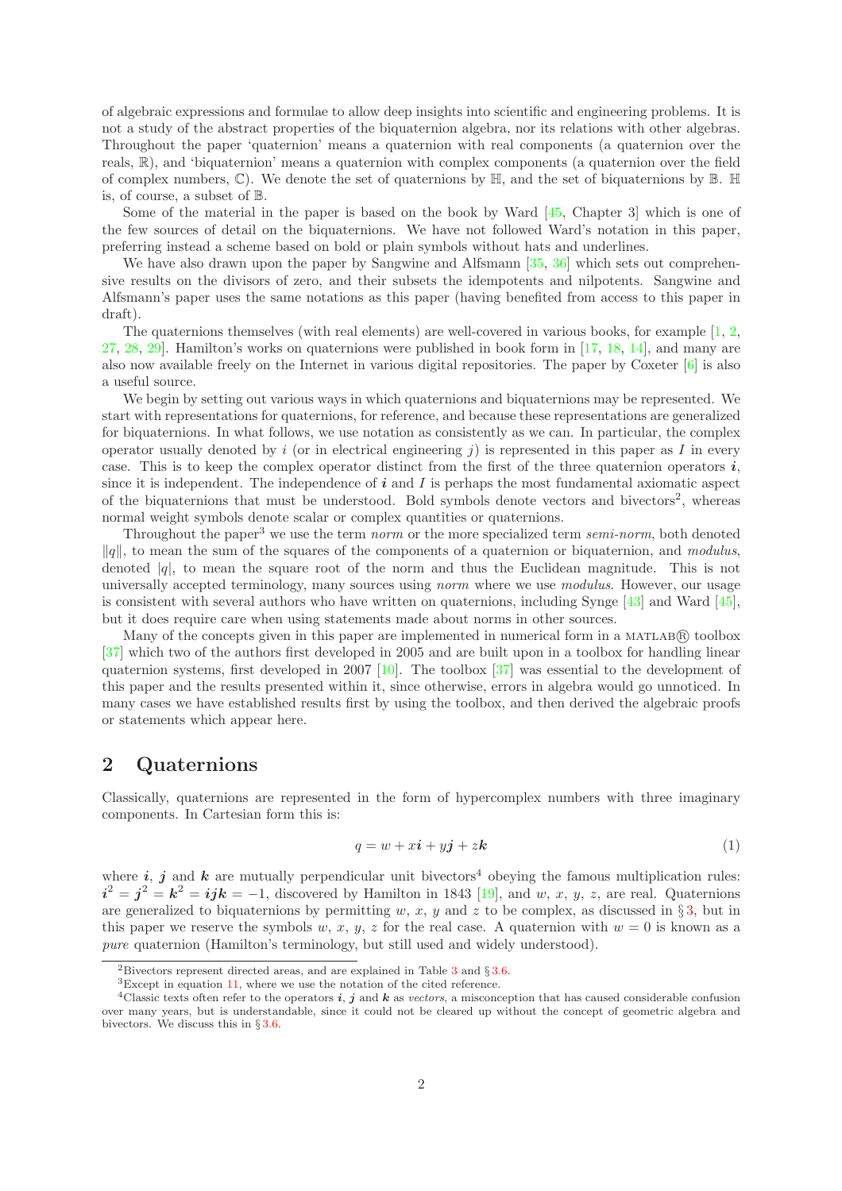of algebraic expressions and formulae to allow deep insights into scientific and engineering problems. It is not a study of the abstract properties of the biquaternion algebra, nor its relations with other algebras. Throughout the paper 'quaternion' means a quaternion with real components (a quaternion over the reals, $\mathbb{R}$), and 'biquaternion' means a quaternion with complex components (a quaternion over the field of complex numbers, $\mathbb{C}$). We denote the set of quaternions by $\mathbb{H}$, and the set of biquaternions by $\mathbb{B}$. $\mathbb{H}$ is, of course, a subset of $\mathbb{B}$.

Some of the material in the paper is based on the book by Ward [45, Chapter 3] which is one of the few sources of detail on the biquaternions. We have not followed Ward's notation in this paper, preferring instead a scheme based on bold or plain symbols without hats and underlines.

We have also drawn upon the paper by Sangwine and Alfsmann [35, 36] which sets out comprehensive results on the divisors of zero, and their subsets the idempotents and nilpotents. Sangwine and Alfsmann's paper uses the same notations as this paper (having benefited from access to this paper in draft).

The quaternions themselves (with real elements) are well-covered in various books, for example [1, 2, 27, 28, 29]. Hamilton's works on quaternions were published in book form in [17, 18, 14], and many are also now available freely on the Internet in various digital repositories. The paper by Coxeter [6] is also a useful source.

We begin by setting out various ways in which quaternions and biquaternions may be represented. We start with representations for quaternions, for reference, and because these representations are generalized for biquaternions. In what follows, we use notation as consistently as we can. In particular, the complex operator usually denoted by $i$ (or in electrical engineering $j$) is represented in this paper as $I$ in every case. This is to keep the complex operator distinct from the first of the three quaternion operators $\boldsymbol{i}$, since it is independent. The independence of $\boldsymbol{i}$ and $I$ is perhaps the most fundamental axiomatic aspect of the biquaternions that must be understood. Bold symbols denote vectors and bivectors[2], whereas normal weight symbols denote scalar or complex quantities or quaternions.

Throughout the paper[3] we use the term *norm* or the more specialized term *semi-norm*, both denoted $\|q\|$, to mean the sum of the squares of the components of a quaternion or biquaternion, and *modulus*, denoted $|q|$, to mean the square root of the norm and thus the Euclidean magnitude. This is not universally accepted terminology, many sources using *norm* where we use *modulus*. However, our usage is consistent with several authors who have written on quaternions, including Synge [43] and Ward [45], but it does require care when using statements made about norms in other sources.

Many of the concepts given in this paper are implemented in numerical form in a MATLAB® toolbox [37] which two of the authors first developed in 2005 and are built upon in a toolbox for handling linear quaternion systems, first developed in 2007 [10]. The toolbox [37] was essential to the development of this paper and the results presented within it, since otherwise, errors in algebra would go unnoticed. In many cases we have established results first by using the toolbox, and then derived the algebraic proofs or statements which appear here.

## 2 Quaternions

Classically, quaternions are represented in the form of hypercomplex numbers with three imaginary components. In Cartesian form this is:

$$q = w + x\boldsymbol{i} + y\boldsymbol{j} + z\boldsymbol{k} \tag{1}$$

where $\boldsymbol{i}$, $\boldsymbol{j}$ and $\boldsymbol{k}$ are mutually perpendicular unit bivectors[4] obeying the famous multiplication rules: $\boldsymbol{i}^2 = \boldsymbol{j}^2 = \boldsymbol{k}^2 = \boldsymbol{ijk} = -1$, discovered by Hamilton in 1843 [19], and $w$, $x$, $y$, $z$, are real. Quaternions are generalized to biquaternions by permitting $w$, $x$, $y$ and $z$ to be complex, as discussed in § 3, but in this paper we reserve the symbols $w$, $x$, $y$, $z$ for the real case. A quaternion with $w = 0$ is known as a *pure* quaternion (Hamilton's terminology, but still used and widely understood).

[2] Bivectors represent directed areas, and are explained in Table 3 and § 3.6.

[3] Except in equation 11, where we use the notation of the cited reference.

[4] Classic texts often refer to the operators $\boldsymbol{i}$, $\boldsymbol{j}$ and $\boldsymbol{k}$ as *vectors*, a misconception that has caused considerable confusion over many years, but is understandable, since it could not be cleared up without the concept of geometric algebra and bivectors. We discuss this in § 3.6.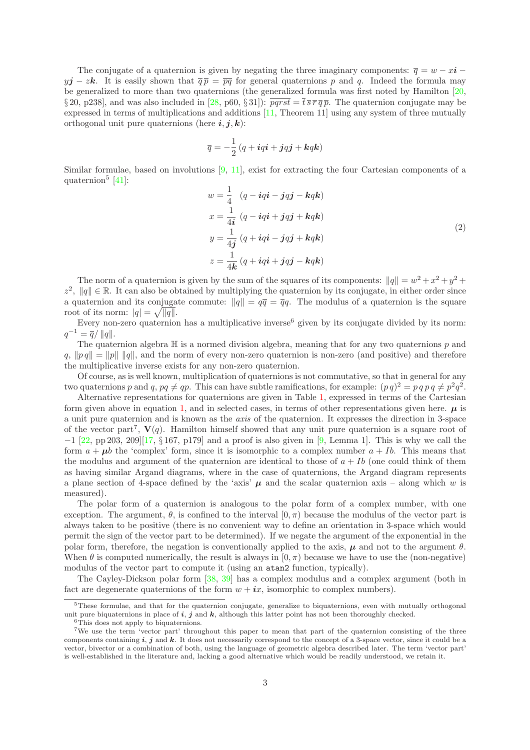The conjugate of a quaternion is given by negating the three imaginary components: $\overline{q} = w - x\boldsymbol{i} - y\boldsymbol{j} - z\boldsymbol{k}$. It is easily shown that $\overline{q}\,\overline{p} = \overline{pq}$ for general quaternions $p$ and $q$. Indeed the formula may be generalized to more than two quaternions (the generalized formula was first noted by Hamilton [20, § 20, p238], and was also included in [28, p60, § 31]): $\overline{pqrst} = \overline{t}\,\overline{s}\,\overline{r}\,\overline{q}\,\overline{p}$. The quaternion conjugate may be expressed in terms of multiplications and additions [11, Theorem 11] using any system of three mutually orthogonal unit pure quaternions (here $\boldsymbol{i}, \boldsymbol{j}, \boldsymbol{k}$):

$$\overline{q} = -\frac{1}{2}\left(q + \boldsymbol{i}q\boldsymbol{i} + \boldsymbol{j}q\boldsymbol{j} + \boldsymbol{k}q\boldsymbol{k}\right)$$

Similar formulae, based on involutions [9, 11], exist for extracting the four Cartesian components of a quaternion[5] [41]:

$$\begin{aligned}
w &= \frac{1}{4}\ \ \left(q - \boldsymbol{i}q\boldsymbol{i} - \boldsymbol{j}q\boldsymbol{j} - \boldsymbol{k}q\boldsymbol{k}\right)\\
x &= \frac{1}{4\boldsymbol{i}}\left(q - \boldsymbol{i}q\boldsymbol{i} + \boldsymbol{j}q\boldsymbol{j} + \boldsymbol{k}q\boldsymbol{k}\right)\\
y &= \frac{1}{4\boldsymbol{j}}\left(q + \boldsymbol{i}q\boldsymbol{i} - \boldsymbol{j}q\boldsymbol{j} + \boldsymbol{k}q\boldsymbol{k}\right)\\
z &= \frac{1}{4\boldsymbol{k}}\left(q + \boldsymbol{i}q\boldsymbol{i} + \boldsymbol{j}q\boldsymbol{j} - \boldsymbol{k}q\boldsymbol{k}\right)
\end{aligned} \tag{2}$$

The norm of a quaternion is given by the sum of the squares of its components: $\|q\| = w^2 + x^2 + y^2 + z^2$, $\|q\| \in \mathbb{R}$. It can also be obtained by multiplying the quaternion by its conjugate, in either order since a quaternion and its conjugate commute: $\|q\| = q\overline{q} = \overline{q}q$. The modulus of a quaternion is the square root of its norm: $|q| = \sqrt{\|q\|}$.

Every non-zero quaternion has a multiplicative inverse[6] given by its conjugate divided by its norm: $q^{-1} = \overline{q}/\,\|q\|$.

The quaternion algebra $\mathbb{H}$ is a normed division algebra, meaning that for any two quaternions $p$ and $q$, $\|p\,q\| = \|p\|\ \|q\|$, and the norm of every non-zero quaternion is non-zero (and positive) and therefore the multiplicative inverse exists for any non-zero quaternion.

Of course, as is well known, multiplication of quaternions is not commutative, so that in general for any two quaternions $p$ and $q$, $pq \neq qp$. This can have subtle ramifications, for example: $(p\,q)^2 = p\,q\,p\,q \neq p^2q^2$.

Alternative representations for quaternions are given in Table 1, expressed in terms of the Cartesian form given above in equation 1, and in selected cases, in terms of other representations given here. $\boldsymbol{\mu}$ is a unit pure quaternion and is known as the *axis* of the quaternion. It expresses the direction in 3-space of the vector part[7], $\mathbf{V}(q)$. Hamilton himself showed that any unit pure quaternion is a square root of $-1$ [22, pp 203, 209][17, § 167, p179] and a proof is also given in [9, Lemma 1]. This is why we call the form $a + \boldsymbol{\mu}b$ the 'complex' form, since it is isomorphic to a complex number $a + Ib$. This means that the modulus and argument of the quaternion are identical to those of $a + Ib$ (one could think of them as having similar Argand diagrams, where in the case of quaternions, the Argand diagram represents a plane section of 4-space defined by the 'axis' $\boldsymbol{\mu}$ and the scalar quaternion axis – along which $w$ is measured).

The polar form of a quaternion is analogous to the polar form of a complex number, with one exception. The argument, $\theta$, is confined to the interval $[0, \pi)$ because the modulus of the vector part is always taken to be positive (there is no convenient way to define an orientation in 3-space which would permit the sign of the vector part to be determined). If we negate the argument of the exponential in the polar form, therefore, the negation is conventionally applied to the axis, $\boldsymbol{\mu}$ and not to the argument $\theta$. When $\theta$ is computed numerically, the result is always in $[0, \pi)$ because we have to use the (non-negative) modulus of the vector part to compute it (using an `atan2` function, typically).

The Cayley-Dickson polar form [38, 39] has a complex modulus and a complex argument (both in fact are degenerate quaternions of the form $w + \boldsymbol{i}x$, isomorphic to complex numbers).

---

[5] These formulae, and that for the quaternion conjugate, generalize to biquaternions, even with mutually orthogonal unit pure biquaternions in place of $\boldsymbol{i}$, $\boldsymbol{j}$ and $\boldsymbol{k}$, although this latter point has not been thoroughly checked.

[6] This does not apply to biquaternions.

[7] We use the term 'vector part' throughout this paper to mean that part of the quaternion consisting of the three components containing $\boldsymbol{i}$, $\boldsymbol{j}$ and $\boldsymbol{k}$. It does not necessarily correspond to the concept of a 3-space vector, since it could be a vector, bivector or a combination of both, using the language of geometric algebra described later. The term 'vector part' is well-established in the literature and, lacking a good alternative which would be readily understood, we retain it.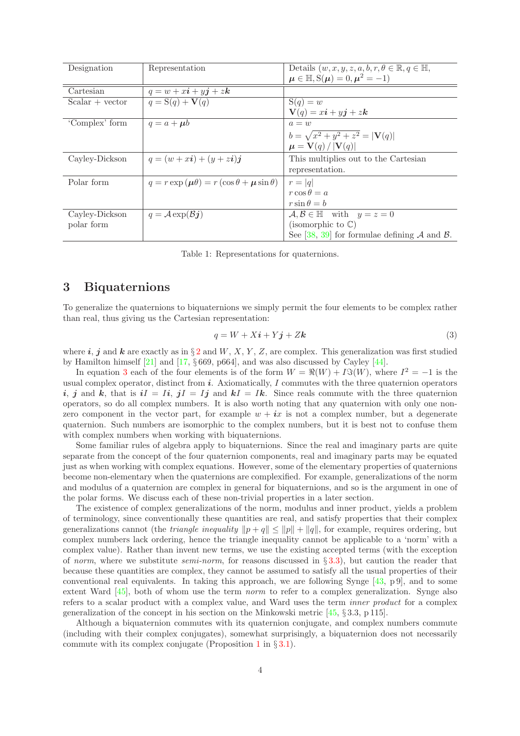| Designation | Representation | Details $(w, x, y, z, a, b, r, \theta \in \mathbb{R}, q \in \mathbb{H}$, $\boldsymbol{\mu} \in \mathbb{H}, \mathrm{S}(\boldsymbol{\mu}) = 0, \boldsymbol{\mu}^2 = -1)$ |
|---|---|---|
| Cartesian | $q = w + x\boldsymbol{i} + y\boldsymbol{j} + z\boldsymbol{k}$ | |
| Scalar + vector | $q = \mathrm{S}(q) + \mathbf{V}(q)$ | $\mathrm{S}(q) = w$ <br> $\mathbf{V}(q) = x\boldsymbol{i} + y\boldsymbol{j} + z\boldsymbol{k}$ |
| 'Complex' form | $q = a + \boldsymbol{\mu} b$ | $a = w$ <br> $b = \sqrt{x^2 + y^2 + z^2} = \lvert \mathbf{V}(q) \rvert$ <br> $\boldsymbol{\mu} = \mathbf{V}(q) \,/\, \lvert \mathbf{V}(q) \rvert$ |
| Cayley-Dickson | $q = (w + x\boldsymbol{i}) + (y + z\boldsymbol{i})\boldsymbol{j}$ | This multiplies out to the Cartesian representation. |
| Polar form | $q = r \exp(\boldsymbol{\mu}\theta) = r(\cos\theta + \boldsymbol{\mu}\sin\theta)$ | $r = \lvert q \rvert$ <br> $r\cos\theta = a$ <br> $r\sin\theta = b$ |
| Cayley-Dickson polar form | $q = \mathcal{A}\exp(\mathcal{B}\boldsymbol{j})$ | $\mathcal{A}, \mathcal{B} \in \mathbb{H}$ with $y = z = 0$ (isomorphic to $\mathbb{C}$) <br> See [38, 39] for formulae defining $\mathcal{A}$ and $\mathcal{B}$. |

Table 1: Representations for quaternions.

# 3 Biquaternions

To generalize the quaternions to biquaternions we simply permit the four elements to be complex rather than real, thus giving us the Cartesian representation:

$$q = W + X\boldsymbol{i} + Y\boldsymbol{j} + Z\boldsymbol{k} \tag{3}$$

where $\boldsymbol{i}$, $\boldsymbol{j}$ and $\boldsymbol{k}$ are exactly as in § 2 and $W$, $X$, $Y$, $Z$, are complex. This generalization was first studied by Hamilton himself [21] and [17, § 669, p664], and was also discussed by Cayley [44].

In equation 3 each of the four elements is of the form $W = \Re(W) + I\Im(W)$, where $I^2 = -1$ is the usual complex operator, distinct from $\boldsymbol{i}$. Axiomatically, $I$ commutes with the three quaternion operators $\boldsymbol{i}$, $\boldsymbol{j}$ and $\boldsymbol{k}$, that is $\boldsymbol{i}I = I\boldsymbol{i}$, $\boldsymbol{j}I = I\boldsymbol{j}$ and $\boldsymbol{k}I = I\boldsymbol{k}$. Since reals commute with the three quaternion operators, so do all complex numbers. It is also worth noting that any quaternion with only one non-zero component in the vector part, for example $w + \boldsymbol{i}x$ is not a complex number, but a degenerate quaternion. Such numbers are isomorphic to the complex numbers, but it is best not to confuse them with complex numbers when working with biquaternions.

Some familiar rules of algebra apply to biquaternions. Since the real and imaginary parts are quite separate from the concept of the four quaternion components, real and imaginary parts may be equated just as when working with complex equations. However, some of the elementary properties of quaternions become non-elementary when the quaternions are complexified. For example, generalizations of the norm and modulus of a quaternion are complex in general for biquaternions, and so is the argument in one of the polar forms. We discuss each of these non-trivial properties in a later section.

The existence of complex generalizations of the norm, modulus and inner product, yields a problem of terminology, since conventionally these quantities are real, and satisfy properties that their complex generalizations cannot (the *triangle inequality* $\|p + q\| \leq \|p\| + \|q\|$, for example, requires ordering, but complex numbers lack ordering, hence the triangle inequality cannot be applicable to a 'norm' with a complex value). Rather than invent new terms, we use the existing accepted terms (with the exception of *norm*, where we substitute *semi-norm*, for reasons discussed in § 3.3), but caution the reader that because these quantities are complex, they cannot be assumed to satisfy all the usual properties of their conventional real equivalents. In taking this approach, we are following Synge [43, p 9], and to some extent Ward [45], both of whom use the term *norm* to refer to a complex generalization. Synge also refers to a scalar product with a complex value, and Ward uses the term *inner product* for a complex generalization of the concept in his section on the Minkowski metric [45, § 3.3, p 115].

Although a biquaternion commutes with its quaternion conjugate, and complex numbers commute (including with their complex conjugates), somewhat surprisingly, a biquaternion does not necessarily commute with its complex conjugate (Proposition 1 in § 3.1).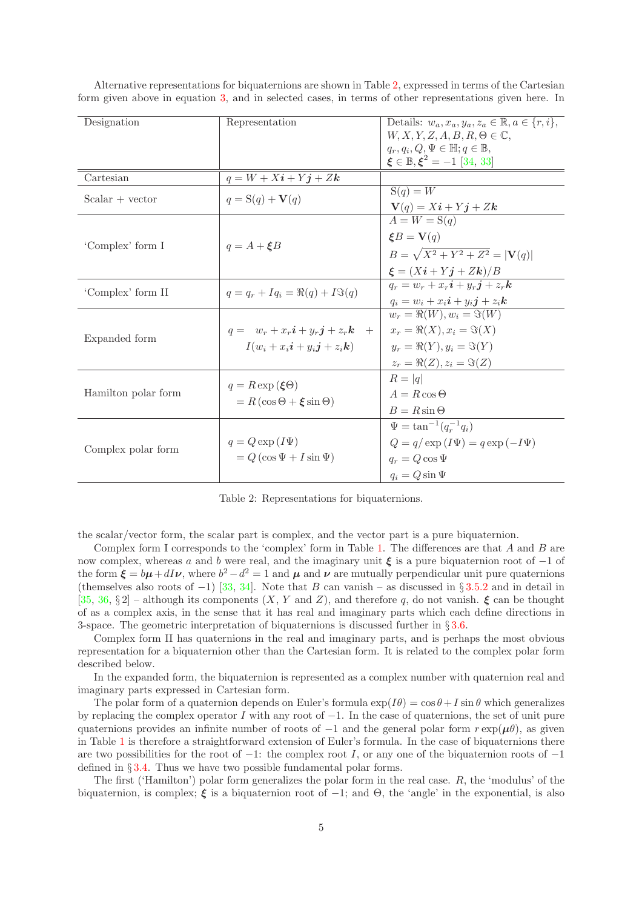Alternative representations for biquaternions are shown in Table 2, expressed in terms of the Cartesian form given above in equation 3, and in selected cases, in terms of other representations given here. In the scalar/vector form, the scalar part is complex, and the vector part is a pure biquaternion.

| Designation | Representation | Details: $w_a, x_a, y_a, z_a \in \mathbb{R}, a \in \{r, i\}$, $W, X, Y, Z, A, B, R, \Theta \in \mathbb{C}$, $q_r, q_i, Q, \Psi \in \mathbb{H}; q \in \mathbb{B}$, $\boldsymbol{\xi} \in \mathbb{B}, \boldsymbol{\xi}^2 = -1$ [34, 33] |
|---|---|---|
| Cartesian | $q = W + X\boldsymbol{i} + Y\boldsymbol{j} + Z\boldsymbol{k}$ | |
| Scalar + vector | $q = \mathrm{S}(q) + \mathbf{V}(q)$ | $\mathrm{S}(q) = W$ <br> $\mathbf{V}(q) = X\boldsymbol{i} + Y\boldsymbol{j} + Z\boldsymbol{k}$ |
| 'Complex' form I | $q = A + \boldsymbol{\xi}B$ | $A = W = \mathrm{S}(q)$ <br> $\boldsymbol{\xi}B = \mathbf{V}(q)$ <br> $B = \sqrt{X^2 + Y^2 + Z^2} = \lvert\mathbf{V}(q)\rvert$ <br> $\boldsymbol{\xi} = (X\boldsymbol{i} + Y\boldsymbol{j} + Z\boldsymbol{k})/B$ |
| 'Complex' form II | $q = q_r + Iq_i = \Re(q) + I\Im(q)$ | $q_r = w_r + x_r\boldsymbol{i} + y_r\boldsymbol{j} + z_r\boldsymbol{k}$ <br> $q_i = w_i + x_i\boldsymbol{i} + y_i\boldsymbol{j} + z_i\boldsymbol{k}$ |
| Expanded form | $q = \; w_r + x_r\boldsymbol{i} + y_r\boldsymbol{j} + z_r\boldsymbol{k} \; +$ <br> $I(w_i + x_i\boldsymbol{i} + y_i\boldsymbol{j} + z_i\boldsymbol{k})$ | $w_r = \Re(W), w_i = \Im(W)$ <br> $x_r = \Re(X), x_i = \Im(X)$ <br> $y_r = \Re(Y), y_i = \Im(Y)$ <br> $z_r = \Re(Z), z_i = \Im(Z)$ |
| Hamilton polar form | $q = R\exp(\boldsymbol{\xi}\Theta)$ <br> $= R(\cos\Theta + \boldsymbol{\xi}\sin\Theta)$ | $R = \lvert q\rvert$ <br> $A = R\cos\Theta$ <br> $B = R\sin\Theta$ |
| Complex polar form | $q = Q\exp(I\Psi)$ <br> $= Q(\cos\Psi + I\sin\Psi)$ | $\Psi = \tan^{-1}(q_r^{-1}q_i)$ <br> $Q = q/\exp(I\Psi) = q\exp(-I\Psi)$ <br> $q_r = Q\cos\Psi$ <br> $q_i = Q\sin\Psi$ |

Table 2: Representations for biquaternions.

Complex form I corresponds to the 'complex' form in Table 1. The differences are that $A$ and $B$ are now complex, whereas $a$ and $b$ were real, and the imaginary unit $\boldsymbol{\xi}$ is a pure biquaternion root of $-1$ of the form $\boldsymbol{\xi} = b\boldsymbol{\mu} + dI\boldsymbol{\nu}$, where $b^2 - d^2 = 1$ and $\boldsymbol{\mu}$ and $\boldsymbol{\nu}$ are mutually perpendicular unit pure quaternions (themselves also roots of $-1$) [33, 34]. Note that $B$ can vanish – as discussed in § 3.5.2 and in detail in [35, 36, § 2] – although its components ($X$, $Y$ and $Z$), and therefore $q$, do not vanish. $\boldsymbol{\xi}$ can be thought of as a complex axis, in the sense that it has real and imaginary parts which each define directions in 3-space. The geometric interpretation of biquaternions is discussed further in § 3.6.

Complex form II has quaternions in the real and imaginary parts, and is perhaps the most obvious representation for a biquaternion other than the Cartesian form. It is related to the complex polar form described below.

In the expanded form, the biquaternion is represented as a complex number with quaternion real and imaginary parts expressed in Cartesian form.

The polar form of a quaternion depends on Euler's formula $\exp(I\theta) = \cos\theta + I\sin\theta$ which generalizes by replacing the complex operator $I$ with any root of $-1$. In the case of quaternions, the set of unit pure quaternions provides an infinite number of roots of $-1$ and the general polar form $r\exp(\boldsymbol{\mu}\theta)$, as given in Table 1 is therefore a straightforward extension of Euler's formula. In the case of biquaternions there are two possibilities for the root of $-1$: the complex root $I$, or any one of the biquaternion roots of $-1$ defined in § 3.4. Thus we have two possible fundamental polar forms.

The first ('Hamilton') polar form generalizes the polar form in the real case. $R$, the 'modulus' of the biquaternion, is complex; $\boldsymbol{\xi}$ is a biquaternion root of $-1$; and $\Theta$, the 'angle' in the exponential, is also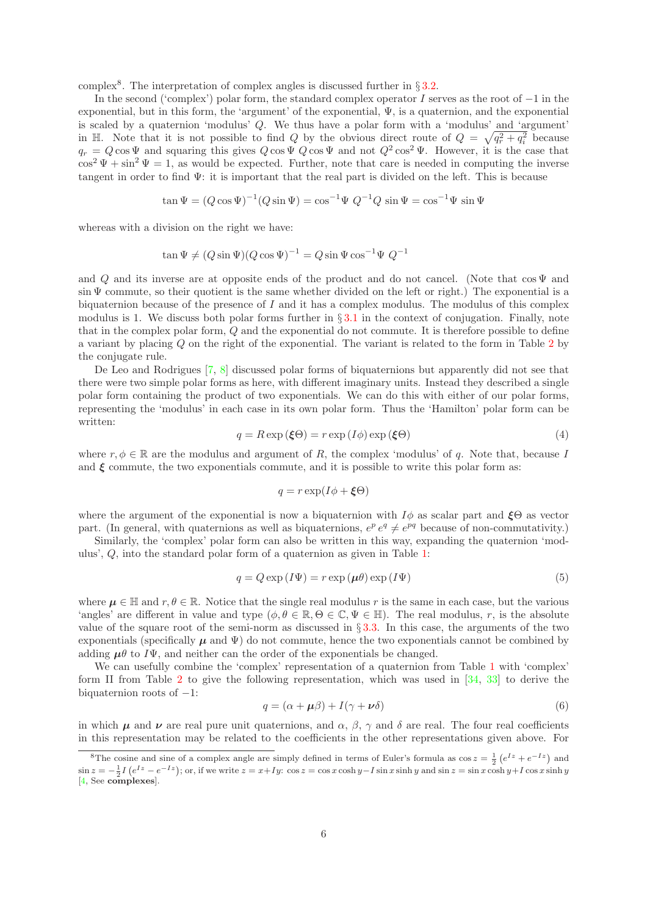complex[8]. The interpretation of complex angles is discussed further in § 3.2.

In the second ('complex') polar form, the standard complex operator $I$ serves as the root of $-1$ in the exponential, but in this form, the 'argument' of the exponential, $\Psi$, is a quaternion, and the exponential is scaled by a quaternion 'modulus' $Q$. We thus have a polar form with a 'modulus' and 'argument' in $\mathbb{H}$. Note that it is not possible to find $Q$ by the obvious direct route of $Q = \sqrt{q_r^2 + q_i^2}$ because $q_r = Q\cos\Psi$ and squaring this gives $Q\cos\Psi\, Q\cos\Psi$ and not $Q^2\cos^2\Psi$. However, it is the case that $\cos^2\Psi + \sin^2\Psi = 1$, as would be expected. Further, note that care is needed in computing the inverse tangent in order to find $\Psi$: it is important that the real part is divided on the left. This is because

$$\tan\Psi = (Q\cos\Psi)^{-1}(Q\sin\Psi) = \cos^{-1}\Psi\; Q^{-1}Q\;\sin\Psi = \cos^{-1}\Psi\;\sin\Psi$$

whereas with a division on the right we have:

$$\tan\Psi \neq (Q\sin\Psi)(Q\cos\Psi)^{-1} = Q\sin\Psi\cos^{-1}\Psi\; Q^{-1}$$

and $Q$ and its inverse are at opposite ends of the product and do not cancel. (Note that $\cos\Psi$ and $\sin\Psi$ commute, so their quotient is the same whether divided on the left or right.) The exponential is a biquaternion because of the presence of $I$ and it has a complex modulus. The modulus of this complex modulus is 1. We discuss both polar forms further in § 3.1 in the context of conjugation. Finally, note that in the complex polar form, $Q$ and the exponential do not commute. It is therefore possible to define a variant by placing $Q$ on the right of the exponential. The variant is related to the form in Table 2 by the conjugate rule.

De Leo and Rodrigues [7, 8] discussed polar forms of biquaternions but apparently did not see that there were two simple polar forms as here, with different imaginary units. Instead they described a single polar form containing the product of two exponentials. We can do this with either of our polar forms, representing the 'modulus' in each case in its own polar form. Thus the 'Hamilton' polar form can be written:

$$q = R\exp\left(\boldsymbol{\xi}\Theta\right) = r\exp\left(I\phi\right)\exp\left(\boldsymbol{\xi}\Theta\right) \tag{4}$$

where $r, \phi \in \mathbb{R}$ are the modulus and argument of $R$, the complex 'modulus' of $q$. Note that, because $I$ and $\boldsymbol{\xi}$ commute, the two exponentials commute, and it is possible to write this polar form as:

$$q = r\exp(I\phi + \boldsymbol{\xi}\Theta)$$

where the argument of the exponential is now a biquaternion with $I\phi$ as scalar part and $\boldsymbol{\xi}\Theta$ as vector part. (In general, with quaternions as well as biquaternions, $e^p\, e^q \neq e^{pq}$ because of non-commutativity.)

Similarly, the 'complex' polar form can also be written in this way, expanding the quaternion 'modulus', $Q$, into the standard polar form of a quaternion as given in Table 1:

$$q = Q\exp\left(I\Psi\right) = r\exp\left(\boldsymbol{\mu}\theta\right)\exp\left(I\Psi\right) \tag{5}$$

where $\boldsymbol{\mu} \in \mathbb{H}$ and $r, \theta \in \mathbb{R}$. Notice that the single real modulus $r$ is the same in each case, but the various 'angles' are different in value and type ($\phi, \theta \in \mathbb{R}, \Theta \in \mathbb{C}, \Psi \in \mathbb{H}$). The real modulus, $r$, is the absolute value of the square root of the semi-norm as discussed in § 3.3. In this case, the arguments of the two exponentials (specifically $\boldsymbol{\mu}$ and $\Psi$) do not commute, hence the two exponentials cannot be combined by adding $\boldsymbol{\mu}\theta$ to $I\Psi$, and neither can the order of the exponentials be changed.

We can usefully combine the 'complex' representation of a quaternion from Table 1 with 'complex' form II from Table 2 to give the following representation, which was used in [34, 33] to derive the biquaternion roots of $-1$:

$$q = (\alpha + \boldsymbol{\mu}\beta) + I(\gamma + \boldsymbol{\nu}\delta) \tag{6}$$

in which $\boldsymbol{\mu}$ and $\boldsymbol{\nu}$ are real pure unit quaternions, and $\alpha$, $\beta$, $\gamma$ and $\delta$ are real. The four real coefficients in this representation may be related to the coefficients in the other representations given above. For

[8]The cosine and sine of a complex angle are simply defined in terms of Euler's formula as $\cos z = \frac{1}{2}\left(e^{Iz} + e^{-Iz}\right)$ and $\sin z = -\frac{1}{2}I\left(e^{Iz} - e^{-Iz}\right)$; or, if we write $z = x + Iy$: $\cos z = \cos x\cosh y - I\sin x\sinh y$ and $\sin z = \sin x\cosh y + I\cos x\sinh y$ [4, See **complexes**].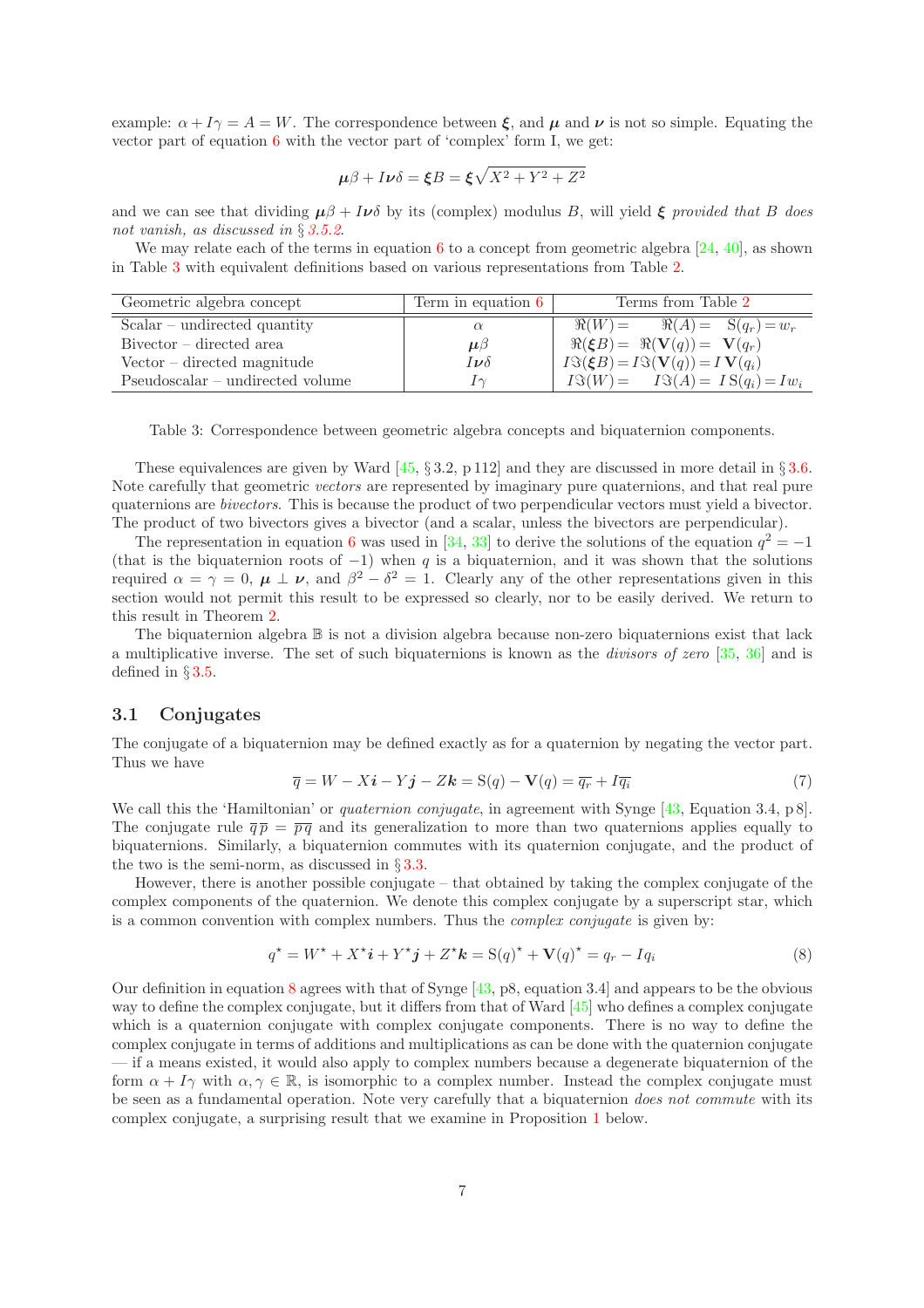example: $\alpha + I\gamma = A = W$. The correspondence between $\boldsymbol{\xi}$, and $\boldsymbol{\mu}$ and $\boldsymbol{\nu}$ is not so simple. Equating the vector part of equation 6 with the vector part of 'complex' form I, we get:

$$\boldsymbol{\mu}\beta + I\boldsymbol{\nu}\delta = \boldsymbol{\xi}B = \boldsymbol{\xi}\sqrt{X^2 + Y^2 + Z^2}$$

and we can see that dividing $\boldsymbol{\mu}\beta + I\boldsymbol{\nu}\delta$ by its (complex) modulus $B$, will yield $\boldsymbol{\xi}$ *provided that $B$ does not vanish, as discussed in* § *3.5.2*.

We may relate each of the terms in equation 6 to a concept from geometric algebra [24, 40], as shown in Table 3 with equivalent definitions based on various representations from Table 2.

| Geometric algebra concept | Term in equation 6 | Terms from Table 2 |
|---|---|---|
| Scalar – undirected quantity | $\alpha$ | $\Re(W) = \quad \Re(A) = \quad \mathrm{S}(q_r) = w_r$ |
| Bivector – directed area | $\boldsymbol{\mu}\beta$ | $\Re(\boldsymbol{\xi}B) = \Re(\mathbf{V}(q)) = \mathbf{V}(q_r)$ |
| Vector – directed magnitude | $I\boldsymbol{\nu}\delta$ | $I\Im(\boldsymbol{\xi}B) = I\Im(\mathbf{V}(q)) = I\,\mathbf{V}(q_i)$ |
| Pseudoscalar – undirected volume | $I\gamma$ | $I\Im(W) = \quad I\Im(A) = I\,\mathrm{S}(q_i) = Iw_i$ |

Table 3: Correspondence between geometric algebra concepts and biquaternion components.

These equivalences are given by Ward [45, § 3.2, p 112] and they are discussed in more detail in § 3.6. Note carefully that geometric *vectors* are represented by imaginary pure quaternions, and that real pure quaternions are *bivectors*. This is because the product of two perpendicular vectors must yield a bivector. The product of two bivectors gives a bivector (and a scalar, unless the bivectors are perpendicular).

The representation in equation 6 was used in [34, 33] to derive the solutions of the equation $q^2 = -1$ (that is the biquaternion roots of $-1$) when $q$ is a biquaternion, and it was shown that the solutions required $\alpha = \gamma = 0$, $\boldsymbol{\mu} \perp \boldsymbol{\nu}$, and $\beta^2 - \delta^2 = 1$. Clearly any of the other representations given in this section would not permit this result to be expressed so clearly, nor to be easily derived. We return to this result in Theorem 2.

The biquaternion algebra $\mathbb{B}$ is not a division algebra because non-zero biquaternions exist that lack a multiplicative inverse. The set of such biquaternions is known as the *divisors of zero* [35, 36] and is defined in § 3.5.

### 3.1 Conjugates

The conjugate of a biquaternion may be defined exactly as for a quaternion by negating the vector part. Thus we have

$$\overline{q} = W - X\boldsymbol{i} - Y\boldsymbol{j} - Z\boldsymbol{k} = \mathrm{S}(q) - \mathbf{V}(q) = \overline{q_r} + I\overline{q_i} \tag{7}$$

We call this the 'Hamiltonian' or *quaternion conjugate*, in agreement with Synge [43, Equation 3.4, p 8]. The conjugate rule $\overline{q}\,\overline{p} = \overline{pq}$ and its generalization to more than two quaternions applies equally to biquaternions. Similarly, a biquaternion commutes with its quaternion conjugate, and the product of the two is the semi-norm, as discussed in § 3.3.

However, there is another possible conjugate – that obtained by taking the complex conjugate of the complex components of the quaternion. We denote this complex conjugate by a superscript star, which is a common convention with complex numbers. Thus the *complex conjugate* is given by:

$$q^\star = W^\star + X^\star\boldsymbol{i} + Y^\star\boldsymbol{j} + Z^\star\boldsymbol{k} = \mathrm{S}(q)^\star + \mathbf{V}(q)^\star = q_r - Iq_i \tag{8}$$

Our definition in equation 8 agrees with that of Synge [43, p8, equation 3.4] and appears to be the obvious way to define the complex conjugate, but it differs from that of Ward [45] who defines a complex conjugate which is a quaternion conjugate with complex conjugate components. There is no way to define the complex conjugate in terms of additions and multiplications as can be done with the quaternion conjugate — if a means existed, it would also apply to complex numbers because a degenerate biquaternion of the form $\alpha + I\gamma$ with $\alpha, \gamma \in \mathbb{R}$, is isomorphic to a complex number. Instead the complex conjugate must be seen as a fundamental operation. Note very carefully that a biquaternion *does not commute* with its complex conjugate, a surprising result that we examine in Proposition 1 below.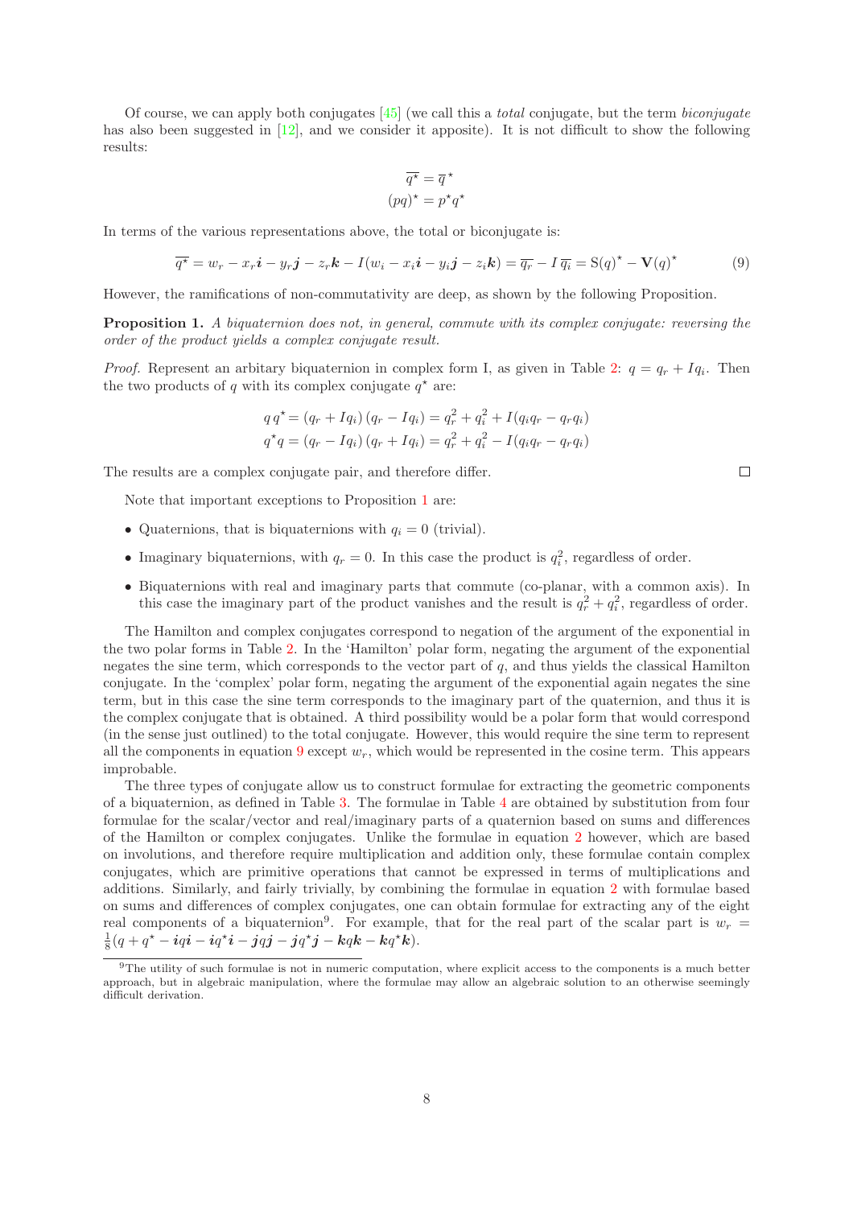Of course, we can apply both conjugates [45] (we call this a *total* conjugate, but the term *biconjugate* has also been suggested in [12], and we consider it apposite). It is not difficult to show the following results:

$$\overline{q^\star} = \overline{q}^\star$$
$$(pq)^\star = p^\star q^\star$$

In terms of the various representations above, the total or biconjugate is:

$$\overline{q^\star} = w_r - x_r\boldsymbol{i} - y_r\boldsymbol{j} - z_r\boldsymbol{k} - I(w_i - x_i\boldsymbol{i} - y_i\boldsymbol{j} - z_i\boldsymbol{k}) = \overline{q_r} - I\,\overline{q_i} = \mathrm{S}(q)^\star - \mathbf{V}(q)^\star \tag{9}$$

However, the ramifications of non-commutativity are deep, as shown by the following Proposition.

**Proposition 1.** *A biquaternion does not, in general, commute with its complex conjugate: reversing the order of the product yields a complex conjugate result.*

*Proof.* Represent an arbitary biquaternion in complex form I, as given in Table 2: $q = q_r + Iq_i$. Then the two products of $q$ with its complex conjugate $q^\star$ are:

$$q\,q^\star = (q_r + Iq_i)\,(q_r - Iq_i) = q_r^2 + q_i^2 + I(q_i q_r - q_r q_i)$$
$$q^\star q = (q_r - Iq_i)\,(q_r + Iq_i) = q_r^2 + q_i^2 - I(q_i q_r - q_r q_i)$$

The results are a complex conjugate pair, and therefore differ. □

Note that important exceptions to Proposition 1 are:

- Quaternions, that is biquaternions with $q_i = 0$ (trivial).
- Imaginary biquaternions, with $q_r = 0$. In this case the product is $q_i^2$, regardless of order.
- Biquaternions with real and imaginary parts that commute (co-planar, with a common axis). In this case the imaginary part of the product vanishes and the result is $q_r^2 + q_i^2$, regardless of order.

The Hamilton and complex conjugates correspond to negation of the argument of the exponential in the two polar forms in Table 2. In the 'Hamilton' polar form, negating the argument of the exponential negates the sine term, which corresponds to the vector part of $q$, and thus yields the classical Hamilton conjugate. In the 'complex' polar form, negating the argument of the exponential again negates the sine term, but in this case the sine term corresponds to the imaginary part of the quaternion, and thus it is the complex conjugate that is obtained. A third possibility would be a polar form that would correspond (in the sense just outlined) to the total conjugate. However, this would require the sine term to represent all the components in equation 9 except $w_r$, which would be represented in the cosine term. This appears improbable.

The three types of conjugate allow us to construct formulae for extracting the geometric components of a biquaternion, as defined in Table 3. The formulae in Table 4 are obtained by substitution from four formulae for the scalar/vector and real/imaginary parts of a quaternion based on sums and differences of the Hamilton or complex conjugates. Unlike the formulae in equation 2 however, which are based on involutions, and therefore require multiplication and addition only, these formulae contain complex conjugates, which are primitive operations that cannot be expressed in terms of multiplications and additions. Similarly, and fairly trivially, by combining the formulae in equation 2 with formulae based on sums and differences of complex conjugates, one can obtain formulae for extracting any of the eight real components of a biquaternion[9]. For example, that for the real part of the scalar part is $w_r = \frac{1}{8}(q + q^\star - \boldsymbol{i}q\boldsymbol{i} - \boldsymbol{i}q^\star\boldsymbol{i} - \boldsymbol{j}q\boldsymbol{j} - \boldsymbol{j}q^\star\boldsymbol{j} - \boldsymbol{k}q\boldsymbol{k} - \boldsymbol{k}q^\star\boldsymbol{k})$.

[9] The utility of such formulae is not in numeric computation, where explicit access to the components is a much better approach, but in algebraic manipulation, where the formulae may allow an algebraic solution to an otherwise seemingly difficult derivation.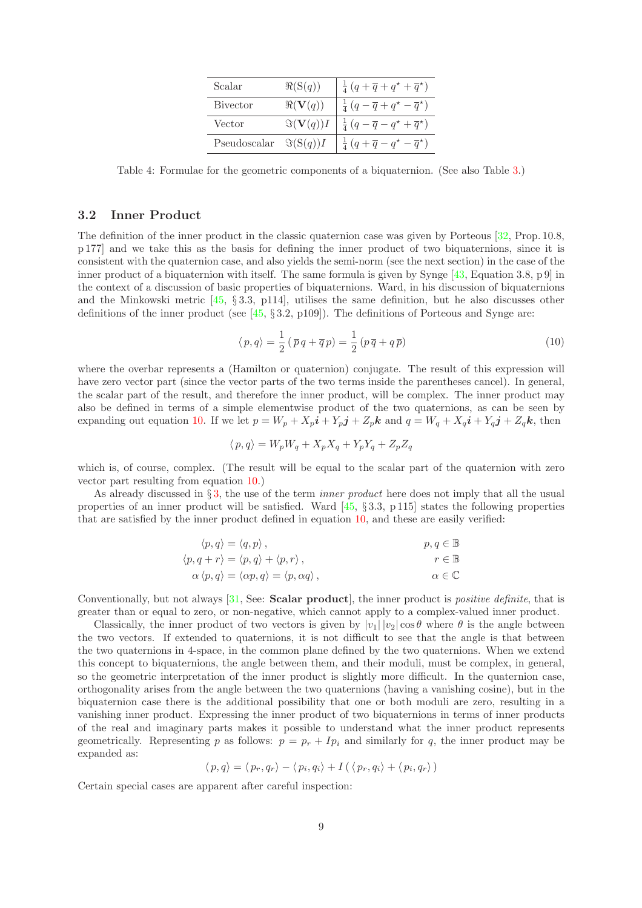| Scalar | $\Re(\mathrm{S}(q))$ | $\frac{1}{4}\left(q+\overline{q}+q^{\star}+\overline{q}^{\star}\right)$ |
|---|---|---|
| Bivector | $\Re(\mathbf{V}(q))$ | $\frac{1}{4}\left(q-\overline{q}+q^{\star}-\overline{q}^{\star}\right)$ |
| Vector | $\Im(\mathbf{V}(q))I$ | $\frac{1}{4}\left(q-\overline{q}-q^{\star}+\overline{q}^{\star}\right)$ |
| Pseudoscalar | $\Im(\mathrm{S}(q))I$ | $\frac{1}{4}\left(q+\overline{q}-q^{\star}-\overline{q}^{\star}\right)$ |

Table 4: Formulae for the geometric components of a biquaternion. (See also Table 3.)

### 3.2 Inner Product

The definition of the inner product in the classic quaternion case was given by Porteous [32, Prop. 10.8, p 177] and we take this as the basis for defining the inner product of two biquaternions, since it is consistent with the quaternion case, and also yields the semi-norm (see the next section) in the case of the inner product of a biquaternion with itself. The same formula is given by Synge [43, Equation 3.8, p 9] in the context of a discussion of basic properties of biquaternions. Ward, in his discussion of biquaternions and the Minkowski metric [45, § 3.3, p114], utilises the same definition, but he also discusses other definitions of the inner product (see [45, § 3.2, p109]). The definitions of Porteous and Synge are:

$$\langle p, q\rangle = \frac{1}{2}\left(\overline{p}\,q + \overline{q}\,p\right) = \frac{1}{2}\left(p\,\overline{q} + q\,\overline{p}\right) \tag{10}$$

where the overbar represents a (Hamilton or quaternion) conjugate. The result of this expression will have zero vector part (since the vector parts of the two terms inside the parentheses cancel). In general, the scalar part of the result, and therefore the inner product, will be complex. The inner product may also be defined in terms of a simple elementwise product of the two quaternions, as can be seen by expanding out equation 10. If we let $p = W_p + X_p\boldsymbol{i} + Y_p\boldsymbol{j} + Z_p\boldsymbol{k}$ and $q = W_q + X_q\boldsymbol{i} + Y_q\boldsymbol{j} + Z_q\boldsymbol{k}$, then

$$\langle p, q\rangle = W_p W_q + X_p X_q + Y_p Y_q + Z_p Z_q$$

which is, of course, complex. (The result will be equal to the scalar part of the quaternion with zero vector part resulting from equation 10.)

As already discussed in § 3, the use of the term *inner product* here does not imply that all the usual properties of an inner product will be satisfied. Ward [45, § 3.3, p 115] states the following properties that are satisfied by the inner product defined in equation 10, and these are easily verified:

$$\begin{aligned}
\langle p, q\rangle &= \langle q, p\rangle\,, && p, q \in \mathbb{B}\\
\langle p, q + r\rangle &= \langle p, q\rangle + \langle p, r\rangle\,, && r \in \mathbb{B}\\
\alpha\,\langle p, q\rangle &= \langle \alpha p, q\rangle = \langle p, \alpha q\rangle\,, && \alpha \in \mathbb{C}
\end{aligned}$$

Conventionally, but not always [31, See: **Scalar product**], the inner product is *positive definite*, that is greater than or equal to zero, or non-negative, which cannot apply to a complex-valued inner product.

Classically, the inner product of two vectors is given by $|v_1|\,|v_2|\cos\theta$ where $\theta$ is the angle between the two vectors. If extended to quaternions, it is not difficult to see that the angle is that between the two quaternions in 4-space, in the common plane defined by the two quaternions. When we extend this concept to biquaternions, the angle between them, and their moduli, must be complex, in general, so the geometric interpretation of the inner product is slightly more difficult. In the quaternion case, orthogonality arises from the angle between the two quaternions (having a vanishing cosine), but in the biquaternion case there is the additional possibility that one or both moduli are zero, resulting in a vanishing inner product. Expressing the inner product of two biquaternions in terms of inner products of the real and imaginary parts makes it possible to understand what the inner product represents geometrically. Representing $p$ as follows: $p = p_r + Ip_i$ and similarly for $q$, the inner product may be expanded as:

$$\langle p, q\rangle = \langle p_r, q_r\rangle - \langle p_i, q_i\rangle + I\left(\langle p_r, q_i\rangle + \langle p_i, q_r\rangle\right)$$

Certain special cases are apparent after careful inspection: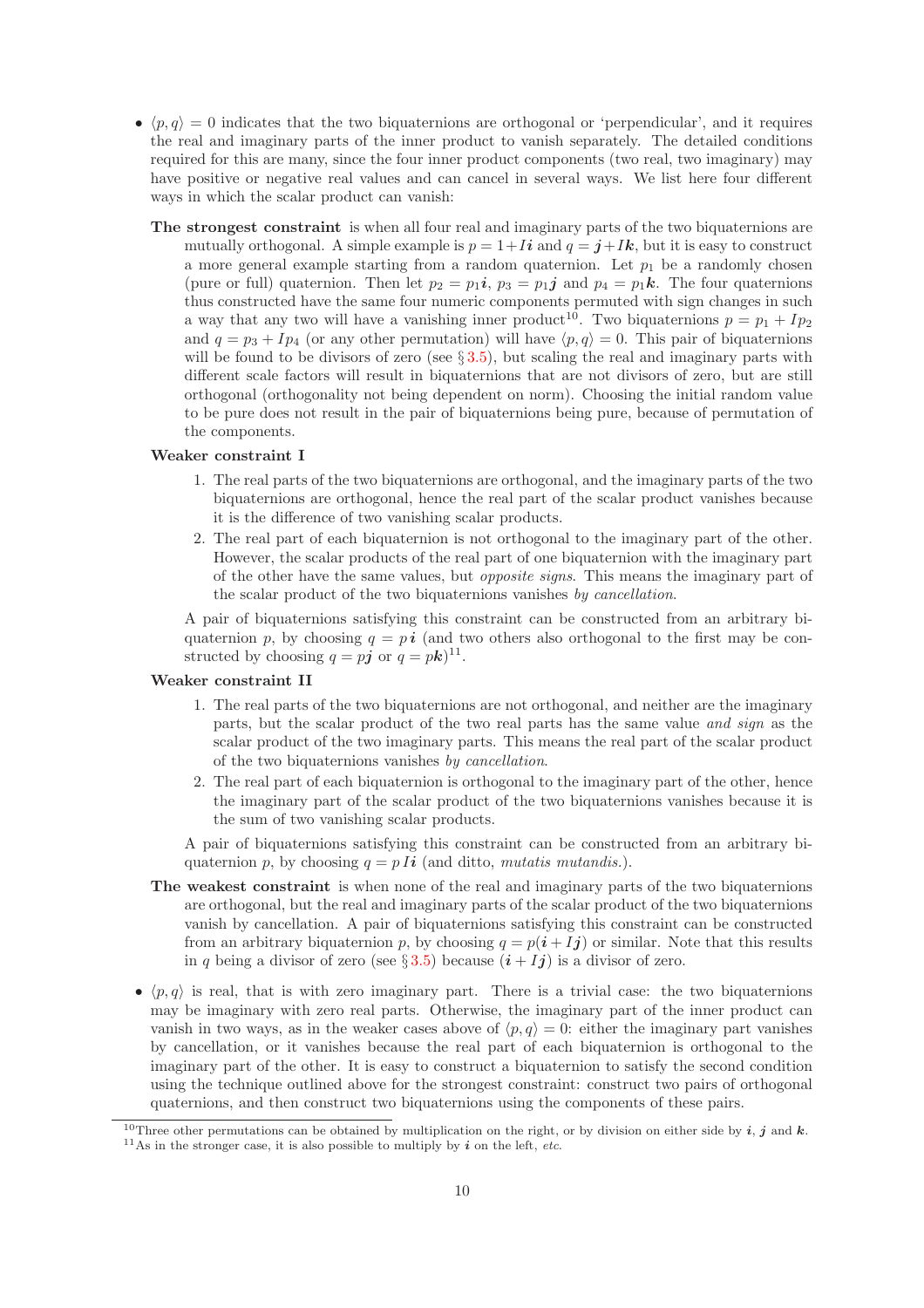- $\langle p, q\rangle = 0$ indicates that the two biquaternions are orthogonal or 'perpendicular', and it requires the real and imaginary parts of the inner product to vanish separately. The detailed conditions required for this are many, since the four inner product components (two real, two imaginary) may have positive or negative real values and can cancel in several ways. We list here four different ways in which the scalar product can vanish:

  **The strongest constraint** is when all four real and imaginary parts of the two biquaternions are mutually orthogonal. A simple example is $p = 1 + I\boldsymbol{i}$ and $q = \boldsymbol{j} + I\boldsymbol{k}$, but it is easy to construct a more general example starting from a random quaternion. Let $p_1$ be a randomly chosen (pure or full) quaternion. Then let $p_2 = p_1\boldsymbol{i}$, $p_3 = p_1\boldsymbol{j}$ and $p_4 = p_1\boldsymbol{k}$. The four quaternions thus constructed have the same four numeric components permuted with sign changes in such a way that any two will have a vanishing inner product[10]. Two biquaternions $p = p_1 + Ip_2$ and $q = p_3 + Ip_4$ (or any other permutation) will have $\langle p, q\rangle = 0$. This pair of biquaternions will be found to be divisors of zero (see § 3.5), but scaling the real and imaginary parts with different scale factors will result in biquaternions that are not divisors of zero, but are still orthogonal (orthogonality not being dependent on norm). Choosing the initial random value to be pure does not result in the pair of biquaternions being pure, because of permutation of the components.

  **Weaker constraint I**

  1. The real parts of the two biquaternions are orthogonal, and the imaginary parts of the two biquaternions are orthogonal, hence the real part of the scalar product vanishes because it is the difference of two vanishing scalar products.
  2. The real part of each biquaternion is not orthogonal to the imaginary part of the other. However, the scalar products of the real part of one biquaternion with the imaginary part of the other have the same values, but *opposite signs*. This means the imaginary part of the scalar product of the two biquaternions vanishes *by cancellation*.

  A pair of biquaternions satisfying this constraint can be constructed from an arbitrary biquaternion $p$, by choosing $q = p\,\boldsymbol{i}$ (and two others also orthogonal to the first may be constructed by choosing $q = p\boldsymbol{j}$ or $q = p\boldsymbol{k}$)[11].

  **Weaker constraint II**

  1. The real parts of the two biquaternions are not orthogonal, and neither are the imaginary parts, but the scalar product of the two real parts has the same value *and sign* as the scalar product of the two imaginary parts. This means the real part of the scalar product of the two biquaternions vanishes *by cancellation*.
  2. The real part of each biquaternion is orthogonal to the imaginary part of the other, hence the imaginary part of the scalar product of the two biquaternions vanishes because it is the sum of two vanishing scalar products.

  A pair of biquaternions satisfying this constraint can be constructed from an arbitrary biquaternion $p$, by choosing $q = p\,I\boldsymbol{i}$ (and ditto, *mutatis mutandis.*).

  **The weakest constraint** is when none of the real and imaginary parts of the two biquaternions are orthogonal, but the real and imaginary parts of the scalar product of the two biquaternions vanish by cancellation. A pair of biquaternions satisfying this constraint can be constructed from an arbitrary biquaternion $p$, by choosing $q = p(\boldsymbol{i} + I\boldsymbol{j})$ or similar. Note that this results in $q$ being a divisor of zero (see § 3.5) because $(\boldsymbol{i} + I\boldsymbol{j})$ is a divisor of zero.

- $\langle p, q\rangle$ is real, that is with zero imaginary part. There is a trivial case: the two biquaternions may be imaginary with zero real parts. Otherwise, the imaginary part of the inner product can vanish in two ways, as in the weaker cases above of $\langle p, q\rangle = 0$: either the imaginary part vanishes by cancellation, or it vanishes because the real part of each biquaternion is orthogonal to the imaginary part of the other. It is easy to construct a biquaternion to satisfy the second condition using the technique outlined above for the strongest constraint: construct two pairs of orthogonal quaternions, and then construct two biquaternions using the components of these pairs.

[10] Three other permutations can be obtained by multiplication on the right, or by division on either side by $\boldsymbol{i}$, $\boldsymbol{j}$ and $\boldsymbol{k}$.

[11] As in the stronger case, it is also possible to multiply by $\boldsymbol{i}$ on the left, *etc.*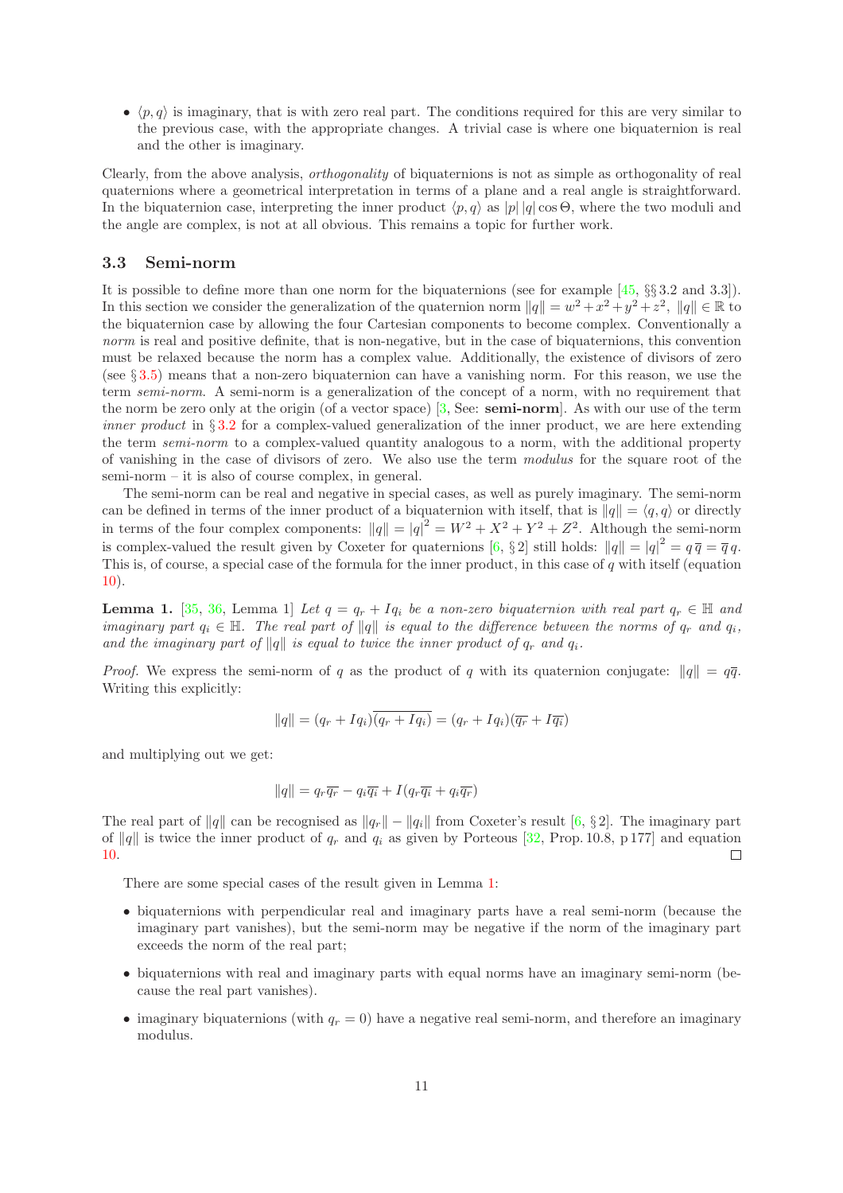- $\langle p, q \rangle$ is imaginary, that is with zero real part. The conditions required for this are very similar to the previous case, with the appropriate changes. A trivial case is where one biquaternion is real and the other is imaginary.

Clearly, from the above analysis, *orthogonality* of biquaternions is not as simple as orthogonality of real quaternions where a geometrical interpretation in terms of a plane and a real angle is straightforward. In the biquaternion case, interpreting the inner product $\langle p, q \rangle$ as $|p|\,|q| \cos\Theta$, where the two moduli and the angle are complex, is not at all obvious. This remains a topic for further work.

### 3.3 Semi-norm

It is possible to define more than one norm for the biquaternions (see for example [45, §§ 3.2 and 3.3]). In this section we consider the generalization of the quaternion norm $\|q\| = w^2 + x^2 + y^2 + z^2$, $\|q\| \in \mathbb{R}$ to the biquaternion case by allowing the four Cartesian components to become complex. Conventionally a *norm* is real and positive definite, that is non-negative, but in the case of biquaternions, this convention must be relaxed because the norm has a complex value. Additionally, the existence of divisors of zero (see § 3.5) means that a non-zero biquaternion can have a vanishing norm. For this reason, we use the term *semi-norm*. A semi-norm is a generalization of the concept of a norm, with no requirement that the norm be zero only at the origin (of a vector space) [3, See: **semi-norm**]. As with our use of the term *inner product* in § 3.2 for a complex-valued generalization of the inner product, we are here extending the term *semi-norm* to a complex-valued quantity analogous to a norm, with the additional property of vanishing in the case of divisors of zero. We also use the term *modulus* for the square root of the semi-norm – it is also of course complex, in general.

The semi-norm can be real and negative in special cases, as well as purely imaginary. The semi-norm can be defined in terms of the inner product of a biquaternion with itself, that is $\|q\| = \langle q, q \rangle$ or directly in terms of the four complex components: $\|q\| = |q|^2 = W^2 + X^2 + Y^2 + Z^2$. Although the semi-norm is complex-valued the result given by Coxeter for quaternions [6, § 2] still holds: $\|q\| = |q|^2 = q\,\overline{q} = \overline{q}\,q$. This is, of course, a special case of the formula for the inner product, in this case of $q$ with itself (equation 10).

**Lemma 1.** [35, 36, Lemma 1] *Let $q = q_r + Iq_i$ be a non-zero biquaternion with real part $q_r \in \mathbb{H}$ and imaginary part $q_i \in \mathbb{H}$. The real part of $\|q\|$ is equal to the difference between the norms of $q_r$ and $q_i$, and the imaginary part of $\|q\|$ is equal to twice the inner product of $q_r$ and $q_i$.*

*Proof.* We express the semi-norm of $q$ as the product of $q$ with its quaternion conjugate: $\|q\| = q\overline{q}$. Writing this explicitly:

$$\|q\| = (q_r + Iq_i)\overline{(q_r + Iq_i)} = (q_r + Iq_i)(\overline{q_r} + I\overline{q_i})$$

and multiplying out we get:

$$\|q\| = q_r\overline{q_r} - q_i\overline{q_i} + I(q_r\overline{q_i} + q_i\overline{q_r})$$

The real part of $\|q\|$ can be recognised as $\|q_r\| - \|q_i\|$ from Coxeter's result [6, § 2]. The imaginary part of $\|q\|$ is twice the inner product of $q_r$ and $q_i$ as given by Porteous [32, Prop. 10.8, p 177] and equation 10. ∎

There are some special cases of the result given in Lemma 1:

- biquaternions with perpendicular real and imaginary parts have a real semi-norm (because the imaginary part vanishes), but the semi-norm may be negative if the norm of the imaginary part exceeds the norm of the real part;
- biquaternions with real and imaginary parts with equal norms have an imaginary semi-norm (because the real part vanishes).
- imaginary biquaternions (with $q_r = 0$) have a negative real semi-norm, and therefore an imaginary modulus.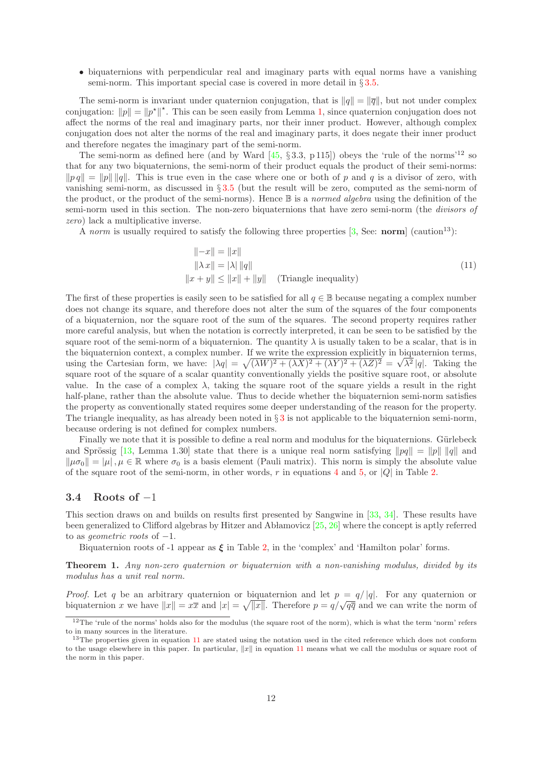- biquaternions with perpendicular real and imaginary parts with equal norms have a vanishing semi-norm. This important special case is covered in more detail in § 3.5.

The semi-norm is invariant under quaternion conjugation, that is $\|q\| = \|\overline{q}\|$, but not under complex conjugation: $\|p\| = \|p^\star\|^\star$. This can be seen easily from Lemma 1, since quaternion conjugation does not affect the norms of the real and imaginary parts, nor their inner product. However, although complex conjugation does not alter the norms of the real and imaginary parts, it does negate their inner product and therefore negates the imaginary part of the semi-norm.

The semi-norm as defined here (and by Ward [45, § 3.3, p 115]) obeys the 'rule of the norms'[12] so that for any two biquaternions, the semi-norm of their product equals the product of their semi-norms: $\|p\,q\| = \|p\|\,\|q\|$. This is true even in the case where one or both of $p$ and $q$ is a divisor of zero, with vanishing semi-norm, as discussed in § 3.5 (but the result will be zero, computed as the semi-norm of the product, or the product of the semi-norms). Hence $\mathbb{B}$ is a *normed algebra* using the definition of the semi-norm used in this section. The non-zero biquaternions that have zero semi-norm (the *divisors of zero*) lack a multiplicative inverse.

A *norm* is usually required to satisfy the following three properties [3, See: **norm**] (caution[13]):

$$
\begin{aligned}
\|-x\| &= \|x\| \\
\|\lambda\, x\| &= |\lambda|\,\|q\| \\
\|x + y\| &\le \|x\| + \|y\| \quad \text{(Triangle inequality)}
\end{aligned}
\tag{11}
$$

The first of these properties is easily seen to be satisfied for all $q \in \mathbb{B}$ because negating a complex number does not change its square, and therefore does not alter the sum of the squares of the four components of a biquaternion, nor the square root of the sum of the squares. The second property requires rather more careful analysis, but when the notation is correctly interpreted, it can be seen to be satisfied by the square root of the semi-norm of a biquaternion. The quantity $\lambda$ is usually taken to be a scalar, that is in the biquaternion context, a complex number. If we write the expression explicitly in biquaternion terms, using the Cartesian form, we have: $|\lambda q| = \sqrt{(\lambda W)^2 + (\lambda X)^2 + (\lambda Y)^2 + (\lambda Z)^2} = \sqrt{\lambda^2}\,|q|$. Taking the square root of the square of a scalar quantity conventionally yields the positive square root, or absolute value. In the case of a complex $\lambda$, taking the square root of the square yields a result in the right half-plane, rather than the absolute value. Thus to decide whether the biquaternion semi-norm satisfies the property as conventionally stated requires some deeper understanding of the reason for the property. The triangle inequality, as has already been noted in § 3 is not applicable to the biquaternion semi-norm, because ordering is not defined for complex numbers.

Finally we note that it is possible to define a real norm and modulus for the biquaternions. Gürlebeck and Sprössig [13, Lemma 1.30] state that there is a unique real norm satisfying $\|pq\| = \|p\|\,\|q\|$ and $\|\mu\sigma_0\| = |\mu|\,, \mu \in \mathbb{R}$ where $\sigma_0$ is a basis element (Pauli matrix). This norm is simply the absolute value of the square root of the semi-norm, in other words, $r$ in equations 4 and 5, or $|Q|$ in Table 2.

## 3.4 Roots of $-1$

This section draws on and builds on results first presented by Sangwine in [33, 34]. These results have been generalized to Clifford algebras by Hitzer and Abłamovicz [25, 26] where the concept is aptly referred to as *geometric roots* of $-1$.

Biquaternion roots of -1 appear as $\boldsymbol{\xi}$ in Table 2, in the 'complex' and 'Hamilton polar' forms.

**Theorem 1.** *Any non-zero quaternion or biquaternion with a non-vanishing modulus, divided by its modulus has a unit real norm.*

*Proof.* Let $q$ be an arbitrary quaternion or biquaternion and let $p = q/\,|q|$. For any quaternion or biquaternion $x$ we have $\|x\| = x\overline{x}$ and $|x| = \sqrt{\|x\|}$. Therefore $p = q/\sqrt{q\overline{q}}$ and we can write the norm of

---

[12] The 'rule of the norms' holds also for the modulus (the square root of the norm), which is what the term 'norm' refers to in many sources in the literature.

[13] The properties given in equation 11 are stated using the notation used in the cited reference which does not conform to the usage elsewhere in this paper. In particular, $\|x\|$ in equation 11 means what we call the modulus or square root of the norm in this paper.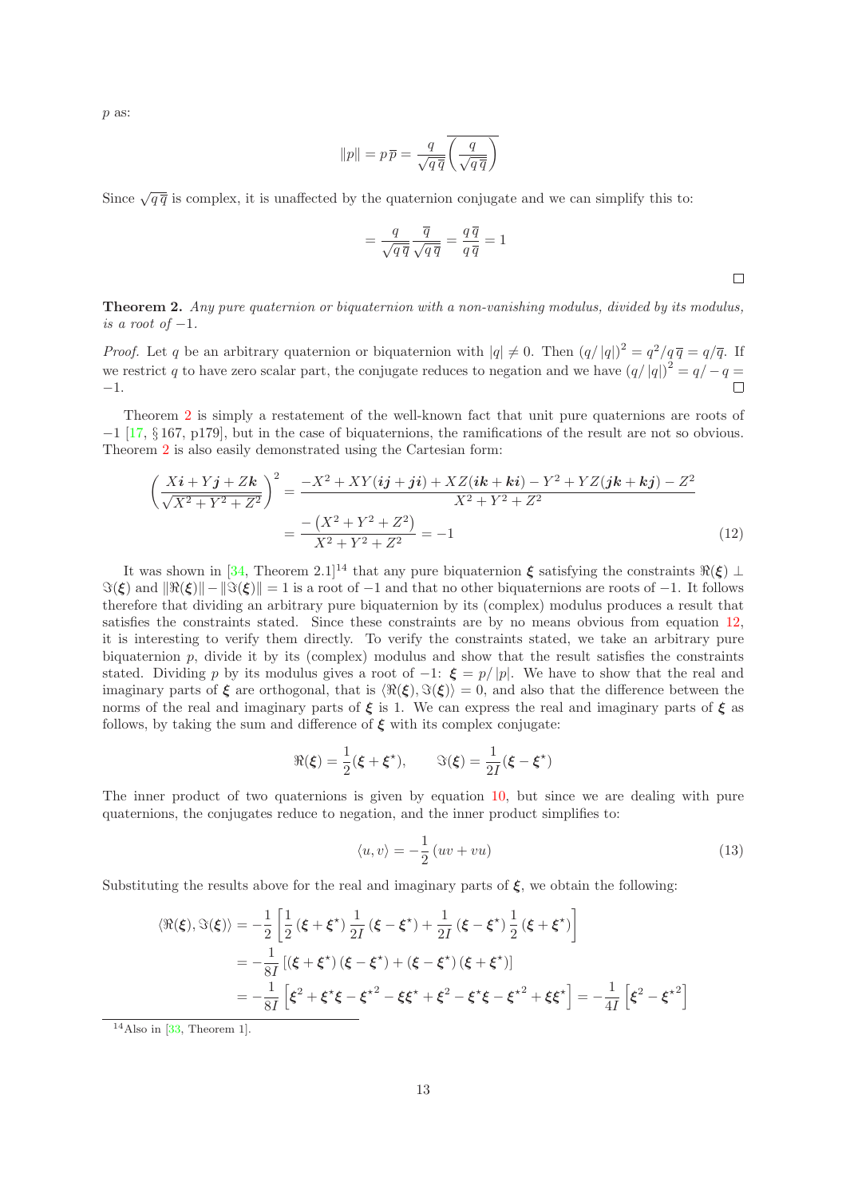$p$ as:

$$\|p\| = p\,\overline{p} = \frac{q}{\sqrt{q\,\overline{q}}}\overline{\left(\frac{q}{\sqrt{q\,\overline{q}}}\right)}$$

Since $\sqrt{q\,\overline{q}}$ is complex, it is unaffected by the quaternion conjugate and we can simplify this to:

$$= \frac{q}{\sqrt{q\,\overline{q}}}\frac{\overline{q}}{\sqrt{q\,\overline{q}}} = \frac{q\,\overline{q}}{q\,\overline{q}} = 1$$

□

**Theorem 2.** *Any pure quaternion or biquaternion with a non-vanishing modulus, divided by its modulus, is a root of* $-1$.

*Proof.* Let $q$ be an arbitrary quaternion or biquaternion with $|q| \neq 0$. Then $(q/|q|)^2 = q^2/q\,\overline{q} = q/\overline{q}$. If we restrict $q$ to have zero scalar part, the conjugate reduces to negation and we have $(q/|q|)^2 = q/-q = -1$. □

Theorem 2 is simply a restatement of the well-known fact that unit pure quaternions are roots of $-1$ [17, § 167, p179], but in the case of biquaternions, the ramifications of the result are not so obvious. Theorem 2 is also easily demonstrated using the Cartesian form:

$$\begin{aligned}
\left(\frac{X\boldsymbol{i} + Y\boldsymbol{j} + Z\boldsymbol{k}}{\sqrt{X^2+Y^2+Z^2}}\right)^2 &= \frac{-X^2 + XY(\boldsymbol{ij}+\boldsymbol{ji}) + XZ(\boldsymbol{ik}+\boldsymbol{ki}) - Y^2 + YZ(\boldsymbol{jk}+\boldsymbol{kj}) - Z^2}{X^2+Y^2+Z^2} \\
&= \frac{-\left(X^2+Y^2+Z^2\right)}{X^2+Y^2+Z^2} = -1
\end{aligned} \tag{12}$$

It was shown in [34, Theorem 2.1][14] that any pure biquaternion $\boldsymbol{\xi}$ satisfying the constraints $\Re(\boldsymbol{\xi}) \perp \Im(\boldsymbol{\xi})$ and $\|\Re(\boldsymbol{\xi})\| - \|\Im(\boldsymbol{\xi})\| = 1$ is a root of $-1$ and that no other biquaternions are roots of $-1$. It follows therefore that dividing an arbitrary pure biquaternion by its (complex) modulus produces a result that satisfies the constraints stated. Since these constraints are by no means obvious from equation 12, it is interesting to verify them directly. To verify the constraints stated, we take an arbitrary pure biquaternion $p$, divide it by its (complex) modulus and show that the result satisfies the constraints stated. Dividing $p$ by its modulus gives a root of $-1$: $\boldsymbol{\xi} = p/|p|$. We have to show that the real and imaginary parts of $\boldsymbol{\xi}$ are orthogonal, that is $\langle\Re(\boldsymbol{\xi}), \Im(\boldsymbol{\xi})\rangle = 0$, and also that the difference between the norms of the real and imaginary parts of $\boldsymbol{\xi}$ is 1. We can express the real and imaginary parts of $\boldsymbol{\xi}$ as follows, by taking the sum and difference of $\boldsymbol{\xi}$ with its complex conjugate:

$$\Re(\boldsymbol{\xi}) = \frac{1}{2}(\boldsymbol{\xi} + \boldsymbol{\xi}^\star), \qquad \Im(\boldsymbol{\xi}) = \frac{1}{2I}(\boldsymbol{\xi} - \boldsymbol{\xi}^\star)$$

The inner product of two quaternions is given by equation 10, but since we are dealing with pure quaternions, the conjugates reduce to negation, and the inner product simplifies to:

$$\langle u, v\rangle = -\frac{1}{2}\left(uv + vu\right) \tag{13}$$

Substituting the results above for the real and imaginary parts of $\boldsymbol{\xi}$, we obtain the following:

$$\begin{aligned}
\langle\Re(\boldsymbol{\xi}), \Im(\boldsymbol{\xi})\rangle &= -\frac{1}{2}\left[\frac{1}{2}\left(\boldsymbol{\xi}+\boldsymbol{\xi}^\star\right)\frac{1}{2I}\left(\boldsymbol{\xi}-\boldsymbol{\xi}^\star\right) + \frac{1}{2I}\left(\boldsymbol{\xi}-\boldsymbol{\xi}^\star\right)\frac{1}{2}\left(\boldsymbol{\xi}+\boldsymbol{\xi}^\star\right)\right] \\
&= -\frac{1}{8I}\left[\left(\boldsymbol{\xi}+\boldsymbol{\xi}^\star\right)\left(\boldsymbol{\xi}-\boldsymbol{\xi}^\star\right) + \left(\boldsymbol{\xi}-\boldsymbol{\xi}^\star\right)\left(\boldsymbol{\xi}+\boldsymbol{\xi}^\star\right)\right] \\
&= -\frac{1}{8I}\left[\boldsymbol{\xi}^2 + \boldsymbol{\xi}^\star\boldsymbol{\xi} - \boldsymbol{\xi}^{\star 2} - \boldsymbol{\xi}\boldsymbol{\xi}^\star + \boldsymbol{\xi}^2 - \boldsymbol{\xi}^\star\boldsymbol{\xi} - \boldsymbol{\xi}^{\star 2} + \boldsymbol{\xi}\boldsymbol{\xi}^\star\right] = -\frac{1}{4I}\left[\boldsymbol{\xi}^2 - \boldsymbol{\xi}^{\star 2}\right]
\end{aligned}$$

[14] Also in [33, Theorem 1].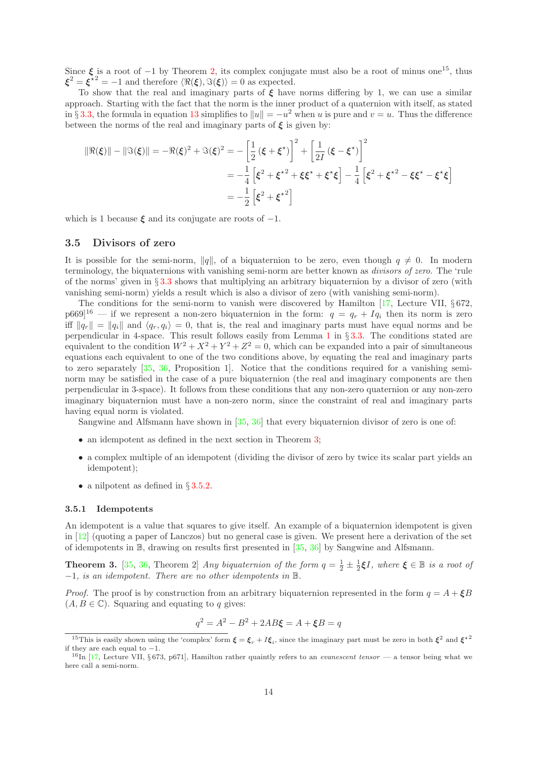Since $\boldsymbol{\xi}$ is a root of $-1$ by Theorem 2, its complex conjugate must also be a root of minus one[15], thus $\boldsymbol{\xi}^2 = \boldsymbol{\xi}^{\star 2} = -1$ and therefore $\langle \Re(\boldsymbol{\xi}), \Im(\boldsymbol{\xi})\rangle = 0$ as expected.

To show that the real and imaginary parts of $\boldsymbol{\xi}$ have norms differing by 1, we can use a similar approach. Starting with the fact that the norm is the inner product of a quaternion with itself, as stated in § 3.3, the formula in equation 13 simplifies to $\|u\| = -u^2$ when $u$ is pure and $v = u$. Thus the difference between the norms of the real and imaginary parts of $\boldsymbol{\xi}$ is given by:

$$
\begin{aligned}
\|\Re(\boldsymbol{\xi})\| - \|\Im(\boldsymbol{\xi})\| = -\Re(\boldsymbol{\xi})^2 + \Im(\boldsymbol{\xi})^2 &= -\left[\frac{1}{2}\left(\boldsymbol{\xi} + \boldsymbol{\xi}^\star\right)\right]^2 + \left[\frac{1}{2I}\left(\boldsymbol{\xi} - \boldsymbol{\xi}^\star\right)\right]^2 \\
&= -\frac{1}{4}\left[\boldsymbol{\xi}^2 + \boldsymbol{\xi}^{\star 2} + \boldsymbol{\xi}\boldsymbol{\xi}^\star + \boldsymbol{\xi}^\star\boldsymbol{\xi}\right] - \frac{1}{4}\left[\boldsymbol{\xi}^2 + \boldsymbol{\xi}^{\star 2} - \boldsymbol{\xi}\boldsymbol{\xi}^\star - \boldsymbol{\xi}^\star\boldsymbol{\xi}\right] \\
&= -\frac{1}{2}\left[\boldsymbol{\xi}^2 + \boldsymbol{\xi}^{\star 2}\right]
\end{aligned}
$$

which is 1 because $\boldsymbol{\xi}$ and its conjugate are roots of $-1$.

### 3.5 Divisors of zero

It is possible for the semi-norm, $\|q\|$, of a biquaternion to be zero, even though $q \neq 0$. In modern terminology, the biquaternions with vanishing semi-norm are better known as *divisors of zero*. The 'rule of the norms' given in § 3.3 shows that multiplying an arbitrary biquaternion by a divisor of zero (with vanishing semi-norm) yields a result which is also a divisor of zero (with vanishing semi-norm).

The conditions for the semi-norm to vanish were discovered by Hamilton [17, Lecture VII, § 672, p669][16] — if we represent a non-zero biquaternion in the form: $q = q_r + Iq_i$ then its norm is zero iff $\|q_r\| = \|q_i\|$ and $\langle q_r, q_i\rangle = 0$, that is, the real and imaginary parts must have equal norms and be perpendicular in 4-space. This result follows easily from Lemma 1 in § 3.3. The conditions stated are equivalent to the condition $W^2 + X^2 + Y^2 + Z^2 = 0$, which can be expanded into a pair of simultaneous equations each equivalent to one of the two conditions above, by equating the real and imaginary parts to zero separately [35, 36, Proposition 1]. Notice that the conditions required for a vanishing semi-norm may be satisfied in the case of a pure biquaternion (the real and imaginary components are then perpendicular in 3-space). It follows from these conditions that any non-zero quaternion or any non-zero imaginary biquaternion must have a non-zero norm, since the constraint of real and imaginary parts having equal norm is violated.

Sangwine and Alfsmann have shown in [35, 36] that every biquaternion divisor of zero is one of:

- an idempotent as defined in the next section in Theorem 3;
- a complex multiple of an idempotent (dividing the divisor of zero by twice its scalar part yields an idempotent);
- a nilpotent as defined in § 3.5.2.

#### 3.5.1 Idempotents

An idempotent is a value that squares to give itself. An example of a biquaternion idempotent is given in [12] (quoting a paper of Lanczos) but no general case is given. We present here a derivation of the set of idempotents in $\mathbb{B}$, drawing on results first presented in [35, 36] by Sangwine and Alfsmann.

**Theorem 3.** [35, 36, Theorem 2] *Any biquaternion of the form $q = \frac{1}{2} \pm \frac{1}{2}\boldsymbol{\xi}I$, where $\boldsymbol{\xi} \in \mathbb{B}$ is a root of $-1$, is an idempotent. There are no other idempotents in $\mathbb{B}$.*

*Proof.* The proof is by construction from an arbitrary biquaternion represented in the form $q = A + \boldsymbol{\xi}B$ $(A, B \in \mathbb{C})$. Squaring and equating to $q$ gives:

$$
q^2 = A^2 - B^2 + 2AB\boldsymbol{\xi} = A + \boldsymbol{\xi}B = q
$$

[15] This is easily shown using the 'complex' form $\boldsymbol{\xi} = \boldsymbol{\xi}_r + I\boldsymbol{\xi}_i$, since the imaginary part must be zero in both $\boldsymbol{\xi}^2$ and $\boldsymbol{\xi}^{\star 2}$ if they are each equal to $-1$.

[16] In [17, Lecture VII, § 673, p671], Hamilton rather quaintly refers to an *evanescent tensor* — a tensor being what we here call a semi-norm.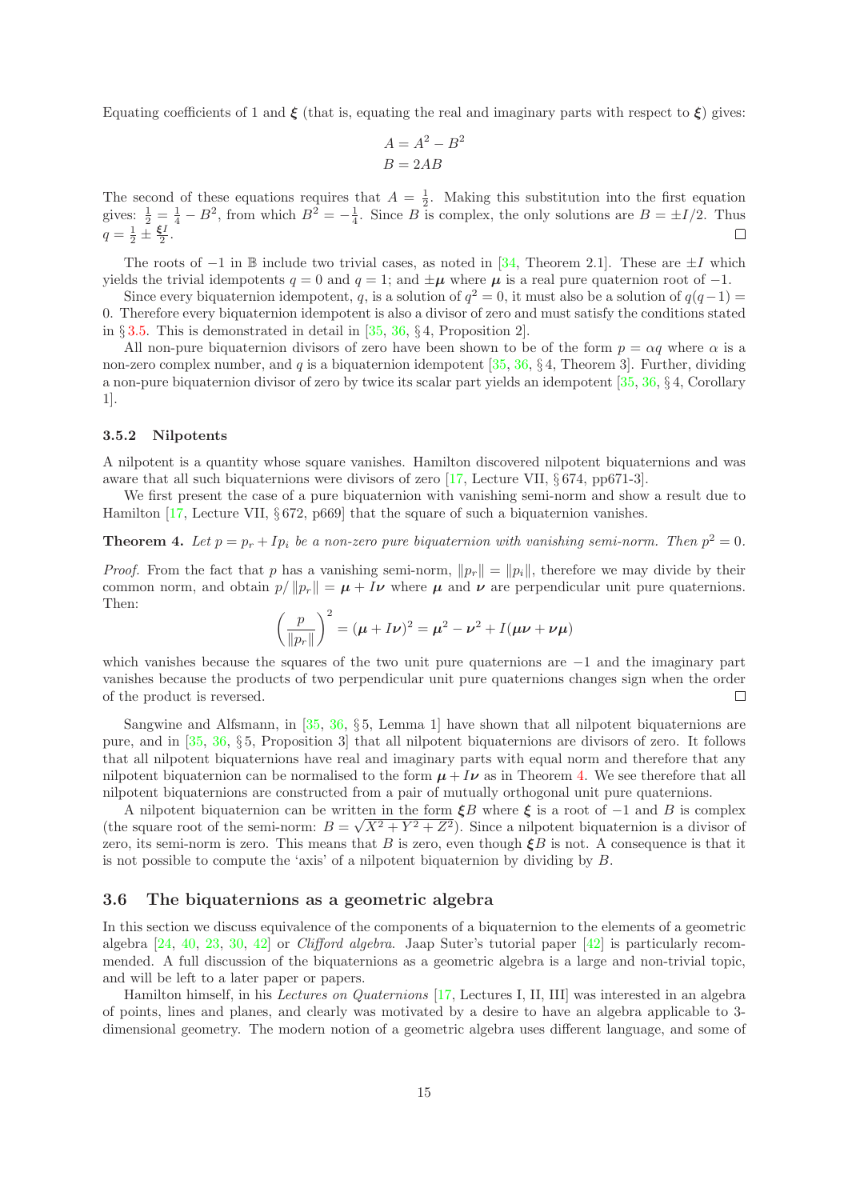Equating coefficients of 1 and $\boldsymbol{\xi}$ (that is, equating the real and imaginary parts with respect to $\boldsymbol{\xi}$) gives:

$$A = A^2 - B^2$$
$$B = 2AB$$

The second of these equations requires that $A = \frac{1}{2}$. Making this substitution into the first equation gives: $\frac{1}{2} = \frac{1}{4} - B^2$, from which $B^2 = -\frac{1}{4}$. Since $B$ is complex, the only solutions are $B = \pm I/2$. Thus $q = \frac{1}{2} \pm \frac{\boldsymbol{\xi} I}{2}$. □

The roots of $-1$ in $\mathbb{B}$ include two trivial cases, as noted in [34, Theorem 2.1]. These are $\pm I$ which yields the trivial idempotents $q = 0$ and $q = 1$; and $\pm\boldsymbol{\mu}$ where $\boldsymbol{\mu}$ is a real pure quaternion root of $-1$.

Since every biquaternion idempotent, $q$, is a solution of $q^2 = 0$, it must also be a solution of $q(q-1) = 0$. Therefore every biquaternion idempotent is also a divisor of zero and must satisfy the conditions stated in § 3.5. This is demonstrated in detail in [35, 36, § 4, Proposition 2].

All non-pure biquaternion divisors of zero have been shown to be of the form $p = \alpha q$ where $\alpha$ is a non-zero complex number, and $q$ is a biquaternion idempotent [35, 36, § 4, Theorem 3]. Further, dividing a non-pure biquaternion divisor of zero by twice its scalar part yields an idempotent [35, 36, § 4, Corollary 1].

### 3.5.2 Nilpotents

A nilpotent is a quantity whose square vanishes. Hamilton discovered nilpotent biquaternions and was aware that all such biquaternions were divisors of zero [17, Lecture VII, § 674, pp671-3].

We first present the case of a pure biquaternion with vanishing semi-norm and show a result due to Hamilton [17, Lecture VII, § 672, p669] that the square of such a biquaternion vanishes.

**Theorem 4.** *Let $p = p_r + I p_i$ be a non-zero pure biquaternion with vanishing semi-norm. Then $p^2 = 0$.*

*Proof.* From the fact that $p$ has a vanishing semi-norm, $\|p_r\| = \|p_i\|$, therefore we may divide by their common norm, and obtain $p/\|p_r\| = \boldsymbol{\mu} + I\boldsymbol{\nu}$ where $\boldsymbol{\mu}$ and $\boldsymbol{\nu}$ are perpendicular unit pure quaternions. Then:

$$\left(\frac{p}{\|p_r\|}\right)^2 = (\boldsymbol{\mu} + I\boldsymbol{\nu})^2 = \boldsymbol{\mu}^2 - \boldsymbol{\nu}^2 + I(\boldsymbol{\mu}\boldsymbol{\nu} + \boldsymbol{\nu}\boldsymbol{\mu})$$

which vanishes because the squares of the two unit pure quaternions are $-1$ and the imaginary part vanishes because the products of two perpendicular unit pure quaternions changes sign when the order of the product is reversed. □

Sangwine and Alfsmann, in [35, 36, § 5, Lemma 1] have shown that all nilpotent biquaternions are pure, and in [35, 36, § 5, Proposition 3] that all nilpotent biquaternions are divisors of zero. It follows that all nilpotent biquaternions have real and imaginary parts with equal norm and therefore that any nilpotent biquaternion can be normalised to the form $\boldsymbol{\mu} + I\boldsymbol{\nu}$ as in Theorem 4. We see therefore that all nilpotent biquaternions are constructed from a pair of mutually orthogonal unit pure quaternions.

A nilpotent biquaternion can be written in the form $\boldsymbol{\xi} B$ where $\boldsymbol{\xi}$ is a root of $-1$ and $B$ is complex (the square root of the semi-norm: $B = \sqrt{X^2 + Y^2 + Z^2}$). Since a nilpotent biquaternion is a divisor of zero, its semi-norm is zero. This means that $B$ is zero, even though $\boldsymbol{\xi} B$ is not. A consequence is that it is not possible to compute the 'axis' of a nilpotent biquaternion by dividing by $B$.

## 3.6 The biquaternions as a geometric algebra

In this section we discuss equivalence of the components of a biquaternion to the elements of a geometric algebra [24, 40, 23, 30, 42] or *Clifford algebra*. Jaap Suter's tutorial paper [42] is particularly recommended. A full discussion of the biquaternions as a geometric algebra is a large and non-trivial topic, and will be left to a later paper or papers.

Hamilton himself, in his *Lectures on Quaternions* [17, Lectures I, II, III] was interested in an algebra of points, lines and planes, and clearly was motivated by a desire to have an algebra applicable to 3-dimensional geometry. The modern notion of a geometric algebra uses different language, and some of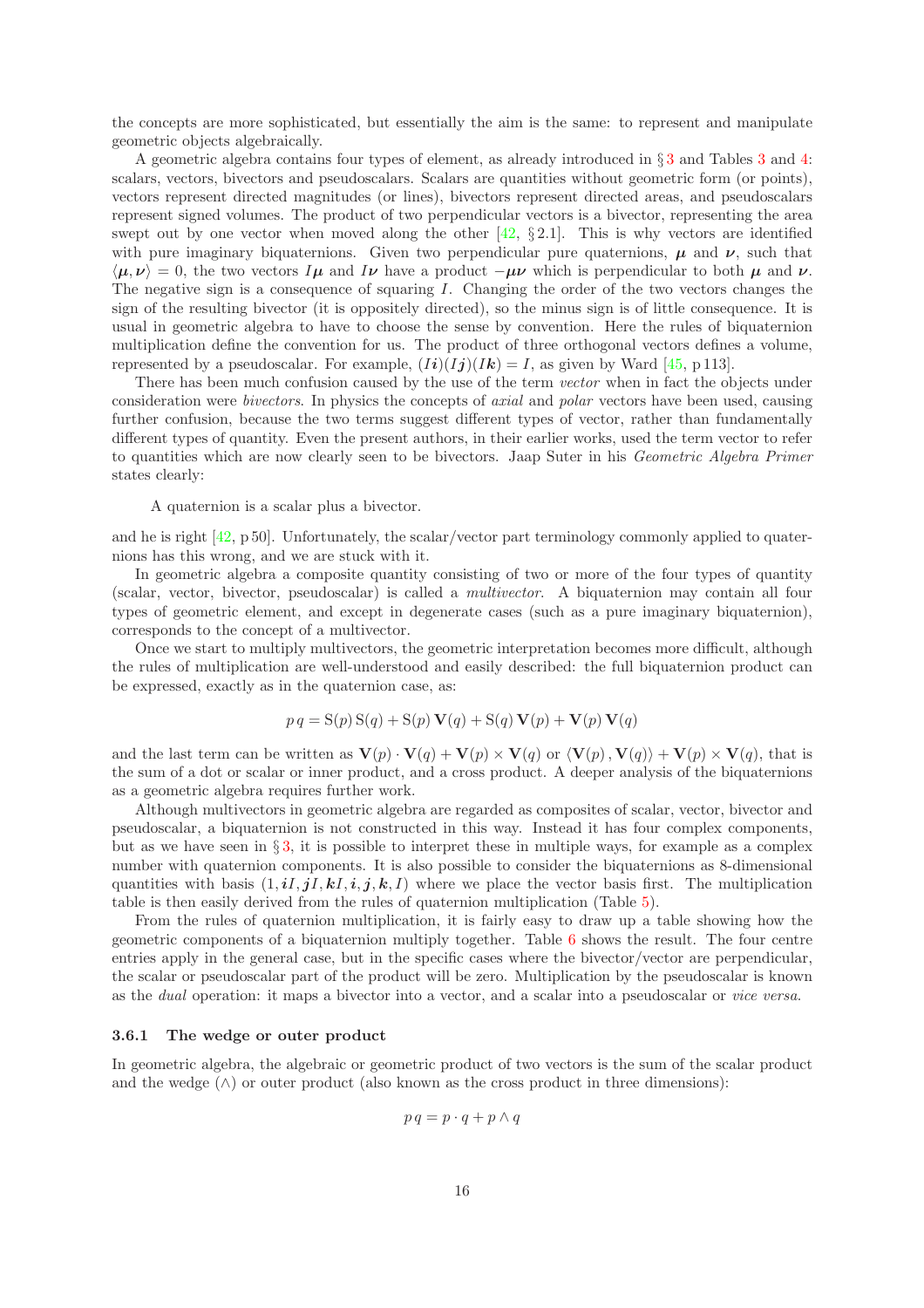the concepts are more sophisticated, but essentially the aim is the same: to represent and manipulate geometric objects algebraically.

A geometric algebra contains four types of element, as already introduced in § 3 and Tables 3 and 4: scalars, vectors, bivectors and pseudoscalars. Scalars are quantities without geometric form (or points), vectors represent directed magnitudes (or lines), bivectors represent directed areas, and pseudoscalars represent signed volumes. The product of two perpendicular vectors is a bivector, representing the area swept out by one vector when moved along the other [42, § 2.1]. This is why vectors are identified with pure imaginary biquaternions. Given two perpendicular pure quaternions, $\boldsymbol{\mu}$ and $\boldsymbol{\nu}$, such that $\langle \boldsymbol{\mu}, \boldsymbol{\nu} \rangle = 0$, the two vectors $I\boldsymbol{\mu}$ and $I\boldsymbol{\nu}$ have a product $-\boldsymbol{\mu}\boldsymbol{\nu}$ which is perpendicular to both $\boldsymbol{\mu}$ and $\boldsymbol{\nu}$. The negative sign is a consequence of squaring $I$. Changing the order of the two vectors changes the sign of the resulting bivector (it is oppositely directed), so the minus sign is of little consequence. It is usual in geometric algebra to have to choose the sense by convention. Here the rules of biquaternion multiplication define the convention for us. The product of three orthogonal vectors defines a volume, represented by a pseudoscalar. For example, $(I\boldsymbol{i})(I\boldsymbol{j})(I\boldsymbol{k}) = I$, as given by Ward [45, p 113].

There has been much confusion caused by the use of the term *vector* when in fact the objects under consideration were *bivectors*. In physics the concepts of *axial* and *polar* vectors have been used, causing further confusion, because the two terms suggest different types of vector, rather than fundamentally different types of quantity. Even the present authors, in their earlier works, used the term vector to refer to quantities which are now clearly seen to be bivectors. Jaap Suter in his *Geometric Algebra Primer* states clearly:

> A quaternion is a scalar plus a bivector.

and he is right [42, p 50]. Unfortunately, the scalar/vector part terminology commonly applied to quaternions has this wrong, and we are stuck with it.

In geometric algebra a composite quantity consisting of two or more of the four types of quantity (scalar, vector, bivector, pseudoscalar) is called a *multivector*. A biquaternion may contain all four types of geometric element, and except in degenerate cases (such as a pure imaginary biquaternion), corresponds to the concept of a multivector.

Once we start to multiply multivectors, the geometric interpretation becomes more difficult, although the rules of multiplication are well-understood and easily described: the full biquaternion product can be expressed, exactly as in the quaternion case, as:

$$p\,q = \mathrm{S}(p)\,\mathrm{S}(q) + \mathrm{S}(p)\,\mathbf{V}(q) + \mathrm{S}(q)\,\mathbf{V}(p) + \mathbf{V}(p)\,\mathbf{V}(q)$$

and the last term can be written as $\mathbf{V}(p) \cdot \mathbf{V}(q) + \mathbf{V}(p) \times \mathbf{V}(q)$ or $\langle \mathbf{V}(p), \mathbf{V}(q) \rangle + \mathbf{V}(p) \times \mathbf{V}(q)$, that is the sum of a dot or scalar or inner product, and a cross product. A deeper analysis of the biquaternions as a geometric algebra requires further work.

Although multivectors in geometric algebra are regarded as composites of scalar, vector, bivector and pseudoscalar, a biquaternion is not constructed in this way. Instead it has four complex components, but as we have seen in § 3, it is possible to interpret these in multiple ways, for example as a complex number with quaternion components. It is also possible to consider the biquaternions as 8-dimensional quantities with basis $(1, \boldsymbol{i}I, \boldsymbol{j}I, \boldsymbol{k}I, \boldsymbol{i}, \boldsymbol{j}, \boldsymbol{k}, I)$ where we place the vector basis first. The multiplication table is then easily derived from the rules of quaternion multiplication (Table 5).

From the rules of quaternion multiplication, it is fairly easy to draw up a table showing how the geometric components of a biquaternion multiply together. Table 6 shows the result. The four centre entries apply in the general case, but in the specific cases where the bivector/vector are perpendicular, the scalar or pseudoscalar part of the product will be zero. Multiplication by the pseudoscalar is known as the *dual* operation: it maps a bivector into a vector, and a scalar into a pseudoscalar or *vice versa*.

### 3.6.1 The wedge or outer product

In geometric algebra, the algebraic or geometric product of two vectors is the sum of the scalar product and the wedge ($\wedge$) or outer product (also known as the cross product in three dimensions):

$$p\,q = p \cdot q + p \wedge q$$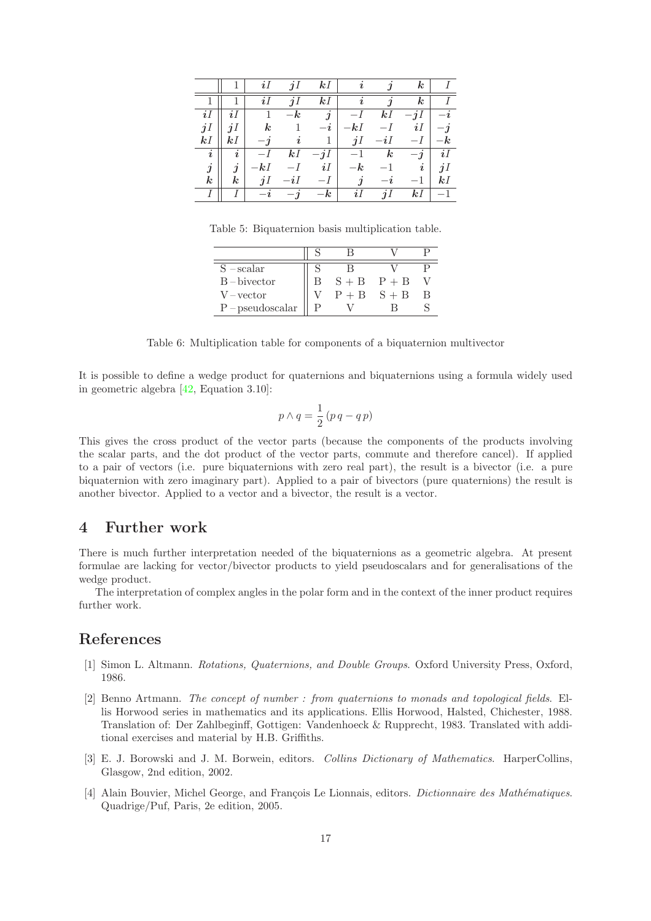|  | $1$ | $\boldsymbol{i}I$ | $\boldsymbol{j}I$ | $\boldsymbol{k}I$ | $\boldsymbol{i}$ | $\boldsymbol{j}$ | $\boldsymbol{k}$ | $I$ |
|---|---|---|---|---|---|---|---|---|
| $1$ | $1$ | $\boldsymbol{i}I$ | $\boldsymbol{j}I$ | $\boldsymbol{k}I$ | $\boldsymbol{i}$ | $\boldsymbol{j}$ | $\boldsymbol{k}$ | $I$ |
| $\boldsymbol{i}I$ | $\boldsymbol{i}I$ | $1$ | $-\boldsymbol{k}$ | $\boldsymbol{j}$ | $-I$ | $\boldsymbol{k}I$ | $-\boldsymbol{j}I$ | $-\boldsymbol{i}$ |
| $\boldsymbol{j}I$ | $\boldsymbol{j}I$ | $\boldsymbol{k}$ | $1$ | $-\boldsymbol{i}$ | $-\boldsymbol{k}I$ | $-I$ | $\boldsymbol{i}I$ | $-\boldsymbol{j}$ |
| $\boldsymbol{k}I$ | $\boldsymbol{k}I$ | $-\boldsymbol{j}$ | $\boldsymbol{i}$ | $1$ | $\boldsymbol{j}I$ | $-\boldsymbol{i}I$ | $-I$ | $-\boldsymbol{k}$ |
| $\boldsymbol{i}$ | $\boldsymbol{i}$ | $-I$ | $\boldsymbol{k}I$ | $-\boldsymbol{j}I$ | $-1$ | $\boldsymbol{k}$ | $-\boldsymbol{j}$ | $\boldsymbol{i}I$ |
| $\boldsymbol{j}$ | $\boldsymbol{j}$ | $-\boldsymbol{k}I$ | $-I$ | $\boldsymbol{i}I$ | $-\boldsymbol{k}$ | $-1$ | $\boldsymbol{i}$ | $\boldsymbol{j}I$ |
| $\boldsymbol{k}$ | $\boldsymbol{k}$ | $\boldsymbol{j}I$ | $-\boldsymbol{i}I$ | $-I$ | $\boldsymbol{j}$ | $-\boldsymbol{i}$ | $-1$ | $\boldsymbol{k}I$ |
| $I$ | $I$ | $-\boldsymbol{i}$ | $-\boldsymbol{j}$ | $-\boldsymbol{k}$ | $\boldsymbol{i}I$ | $\boldsymbol{j}I$ | $\boldsymbol{k}I$ | $-1$ |

Table 5: Biquaternion basis multiplication table.

|  | S | B | V | P |
|---|---|---|---|---|
| S – scalar | S | B | V | P |
| B – bivector | B | S + B | P + B | V |
| V – vector | V | P + B | S + B | B |
| P – pseudoscalar | P | V | B | S |

Table 6: Multiplication table for components of a biquaternion multivector

It is possible to define a wedge product for quaternions and biquaternions using a formula widely used in geometric algebra [42, Equation 3.10]:

$$p \wedge q = \frac{1}{2}\left(p\,q - q\,p\right)$$

This gives the cross product of the vector parts (because the components of the products involving the scalar parts, and the dot product of the vector parts, commute and therefore cancel). If applied to a pair of vectors (i.e. pure biquaternions with zero real part), the result is a bivector (i.e. a pure biquaternion with zero imaginary part). Applied to a pair of bivectors (pure quaternions) the result is another bivector. Applied to a vector and a bivector, the result is a vector.

# 4 Further work

There is much further interpretation needed of the biquaternions as a geometric algebra. At present formulae are lacking for vector/bivector products to yield pseudoscalars and for generalisations of the wedge product.

The interpretation of complex angles in the polar form and in the context of the inner product requires further work.

# References

[1] Simon L. Altmann. *Rotations, Quaternions, and Double Groups*. Oxford University Press, Oxford, 1986.

[2] Benno Artmann. *The concept of number : from quaternions to monads and topological fields*. Ellis Horwood series in mathematics and its applications. Ellis Horwood, Halsted, Chichester, 1988. Translation of: Der Zahlbeginff, Gottigen: Vandenhoeck & Rupprecht, 1983. Translated with additional exercises and material by H.B. Griffiths.

[3] E. J. Borowski and J. M. Borwein, editors. *Collins Dictionary of Mathematics*. HarperCollins, Glasgow, 2nd edition, 2002.

[4] Alain Bouvier, Michel George, and François Le Lionnais, editors. *Dictionnaire des Mathématiques*. Quadrige/Puf, Paris, 2e edition, 2005.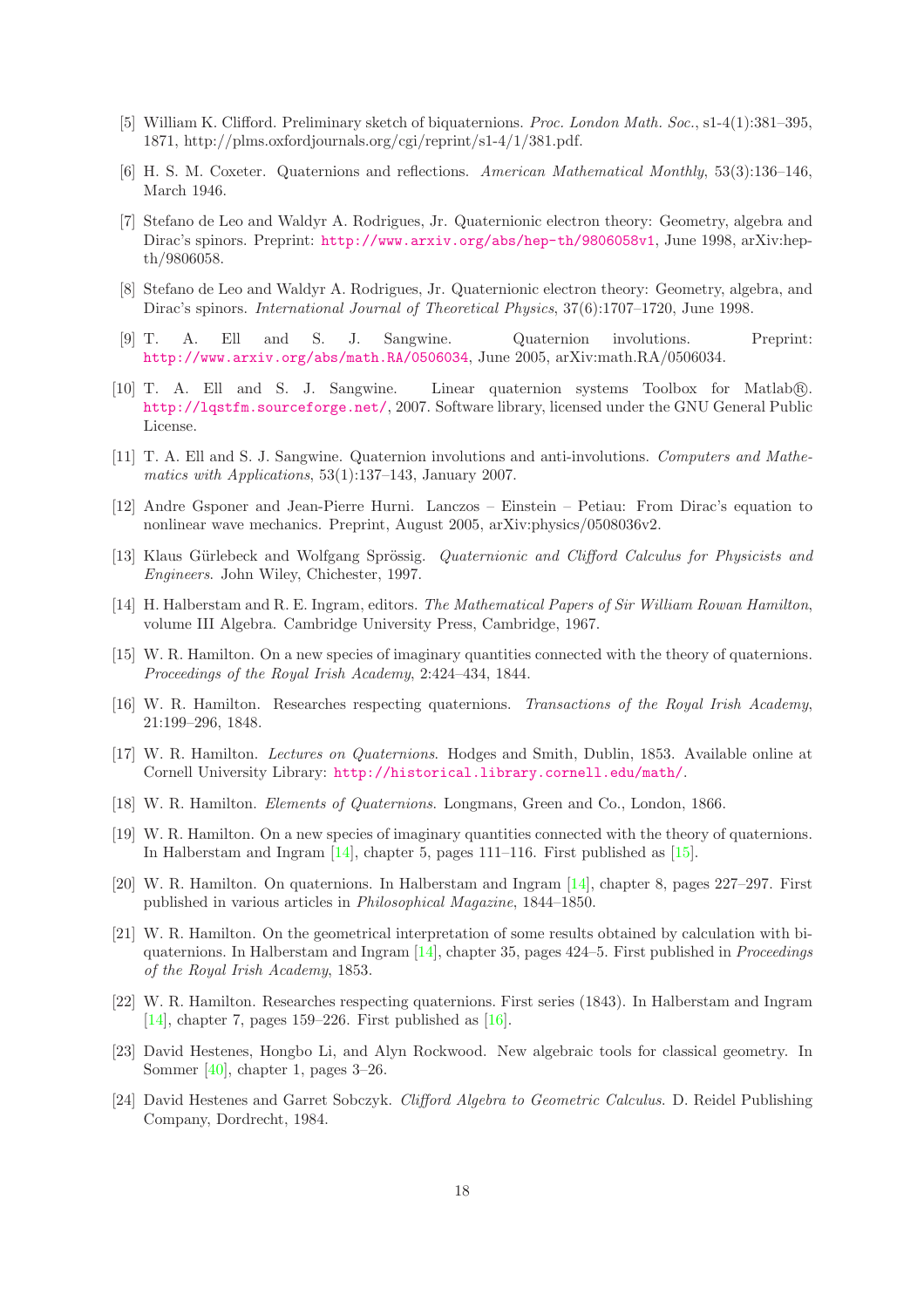[5] William K. Clifford. Preliminary sketch of biquaternions. *Proc. London Math. Soc.*, s1-4(1):381–395, 1871, http://plms.oxfordjournals.org/cgi/reprint/s1-4/1/381.pdf.

[6] H. S. M. Coxeter. Quaternions and reflections. *American Mathematical Monthly*, 53(3):136–146, March 1946.

[7] Stefano de Leo and Waldyr A. Rodrigues, Jr. Quaternionic electron theory: Geometry, algebra and Dirac's spinors. Preprint: http://www.arxiv.org/abs/hep-th/9806058v1, June 1998, arXiv:hep-th/9806058.

[8] Stefano de Leo and Waldyr A. Rodrigues, Jr. Quaternionic electron theory: Geometry, algebra, and Dirac's spinors. *International Journal of Theoretical Physics*, 37(6):1707–1720, June 1998.

[9] T. A. Ell and S. J. Sangwine. Quaternion involutions. Preprint: http://www.arxiv.org/abs/math.RA/0506034, June 2005, arXiv:math.RA/0506034.

[10] T. A. Ell and S. J. Sangwine. Linear quaternion systems Toolbox for Matlab®. http://lqstfm.sourceforge.net/, 2007. Software library, licensed under the GNU General Public License.

[11] T. A. Ell and S. J. Sangwine. Quaternion involutions and anti-involutions. *Computers and Mathematics with Applications*, 53(1):137–143, January 2007.

[12] Andre Gsponer and Jean-Pierre Hurni. Lanczos – Einstein – Petiau: From Dirac's equation to nonlinear wave mechanics. Preprint, August 2005, arXiv:physics/0508036v2.

[13] Klaus Gürlebeck and Wolfgang Sprössig. *Quaternionic and Clifford Calculus for Physicists and Engineers*. John Wiley, Chichester, 1997.

[14] H. Halberstam and R. E. Ingram, editors. *The Mathematical Papers of Sir William Rowan Hamilton*, volume III Algebra. Cambridge University Press, Cambridge, 1967.

[15] W. R. Hamilton. On a new species of imaginary quantities connected with the theory of quaternions. *Proceedings of the Royal Irish Academy*, 2:424–434, 1844.

[16] W. R. Hamilton. Researches respecting quaternions. *Transactions of the Royal Irish Academy*, 21:199–296, 1848.

[17] W. R. Hamilton. *Lectures on Quaternions*. Hodges and Smith, Dublin, 1853. Available online at Cornell University Library: http://historical.library.cornell.edu/math/.

[18] W. R. Hamilton. *Elements of Quaternions*. Longmans, Green and Co., London, 1866.

[19] W. R. Hamilton. On a new species of imaginary quantities connected with the theory of quaternions. In Halberstam and Ingram [14], chapter 5, pages 111–116. First published as [15].

[20] W. R. Hamilton. On quaternions. In Halberstam and Ingram [14], chapter 8, pages 227–297. First published in various articles in *Philosophical Magazine*, 1844–1850.

[21] W. R. Hamilton. On the geometrical interpretation of some results obtained by calculation with biquaternions. In Halberstam and Ingram [14], chapter 35, pages 424–5. First published in *Proceedings of the Royal Irish Academy*, 1853.

[22] W. R. Hamilton. Researches respecting quaternions. First series (1843). In Halberstam and Ingram [14], chapter 7, pages 159–226. First published as [16].

[23] David Hestenes, Hongbo Li, and Alyn Rockwood. New algebraic tools for classical geometry. In Sommer [40], chapter 1, pages 3–26.

[24] David Hestenes and Garret Sobczyk. *Clifford Algebra to Geometric Calculus*. D. Reidel Publishing Company, Dordrecht, 1984.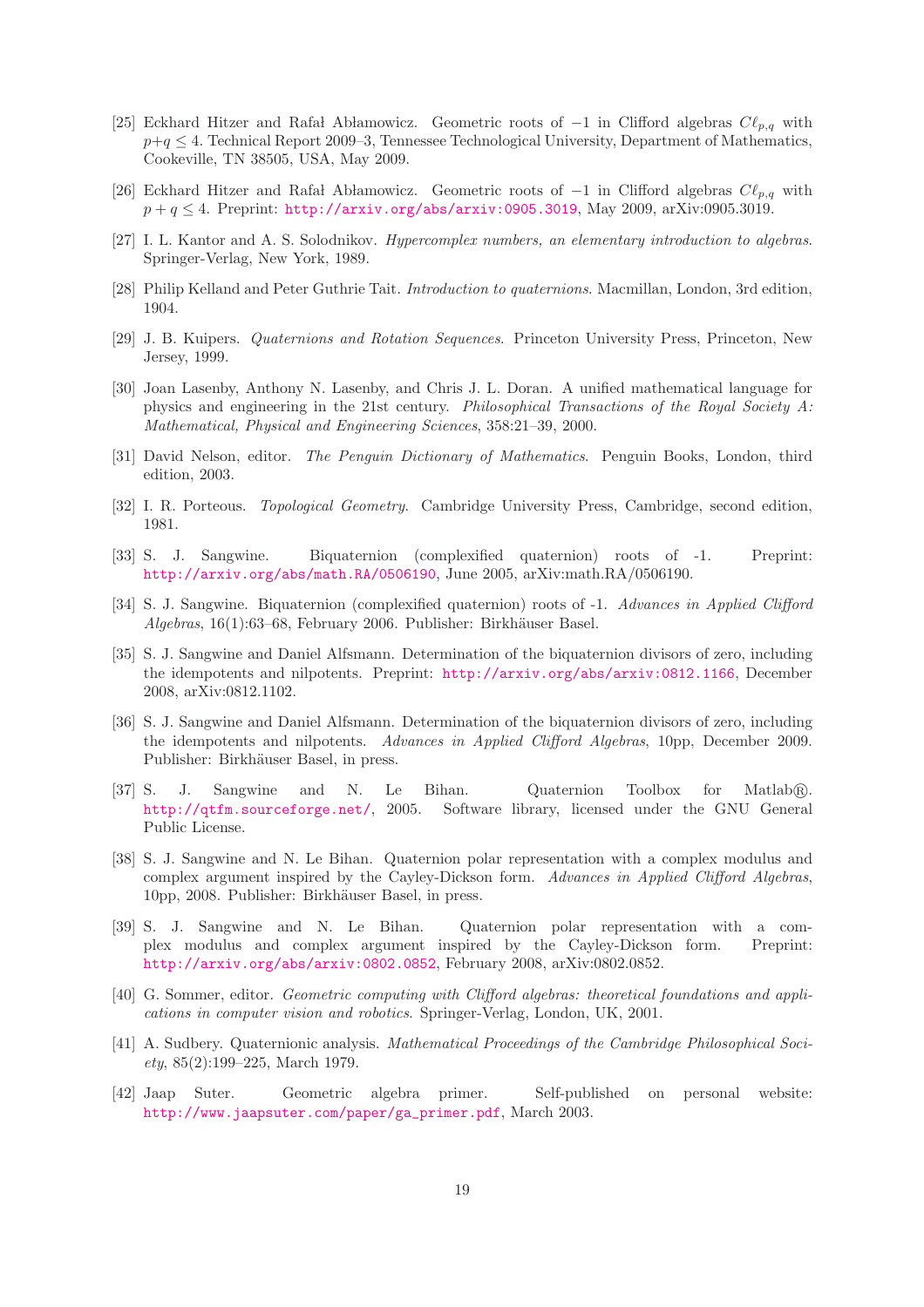[25] Eckhard Hitzer and Rafał Abłamowicz. Geometric roots of $-1$ in Clifford algebras $C\ell_{p,q}$ with $p+q \leq 4$. Technical Report 2009–3, Tennessee Technological University, Department of Mathematics, Cookeville, TN 38505, USA, May 2009.

[26] Eckhard Hitzer and Rafał Abłamowicz. Geometric roots of $-1$ in Clifford algebras $C\ell_{p,q}$ with $p+q \leq 4$. Preprint: http://arxiv.org/abs/arxiv:0905.3019, May 2009, arXiv:0905.3019.

[27] I. L. Kantor and A. S. Solodnikov. *Hypercomplex numbers, an elementary introduction to algebras*. Springer-Verlag, New York, 1989.

[28] Philip Kelland and Peter Guthrie Tait. *Introduction to quaternions*. Macmillan, London, 3rd edition, 1904.

[29] J. B. Kuipers. *Quaternions and Rotation Sequences*. Princeton University Press, Princeton, New Jersey, 1999.

[30] Joan Lasenby, Anthony N. Lasenby, and Chris J. L. Doran. A unified mathematical language for physics and engineering in the 21st century. *Philosophical Transactions of the Royal Society A: Mathematical, Physical and Engineering Sciences*, 358:21–39, 2000.

[31] David Nelson, editor. *The Penguin Dictionary of Mathematics*. Penguin Books, London, third edition, 2003.

[32] I. R. Porteous. *Topological Geometry*. Cambridge University Press, Cambridge, second edition, 1981.

[33] S. J. Sangwine. Biquaternion (complexified quaternion) roots of -1. Preprint: http://arxiv.org/abs/math.RA/0506190, June 2005, arXiv:math.RA/0506190.

[34] S. J. Sangwine. Biquaternion (complexified quaternion) roots of -1. *Advances in Applied Clifford Algebras*, 16(1):63–68, February 2006. Publisher: Birkhäuser Basel.

[35] S. J. Sangwine and Daniel Alfsmann. Determination of the biquaternion divisors of zero, including the idempotents and nilpotents. Preprint: http://arxiv.org/abs/arxiv:0812.1166, December 2008, arXiv:0812.1102.

[36] S. J. Sangwine and Daniel Alfsmann. Determination of the biquaternion divisors of zero, including the idempotents and nilpotents. *Advances in Applied Clifford Algebras*, 10pp, December 2009. Publisher: Birkhäuser Basel, in press.

[37] S. J. Sangwine and N. Le Bihan. Quaternion Toolbox for Matlab®. http://qtfm.sourceforge.net/, 2005. Software library, licensed under the GNU General Public License.

[38] S. J. Sangwine and N. Le Bihan. Quaternion polar representation with a complex modulus and complex argument inspired by the Cayley-Dickson form. *Advances in Applied Clifford Algebras*, 10pp, 2008. Publisher: Birkhäuser Basel, in press.

[39] S. J. Sangwine and N. Le Bihan. Quaternion polar representation with a complex modulus and complex argument inspired by the Cayley-Dickson form. Preprint: http://arxiv.org/abs/arxiv:0802.0852, February 2008, arXiv:0802.0852.

[40] G. Sommer, editor. *Geometric computing with Clifford algebras: theoretical foundations and applications in computer vision and robotics*. Springer-Verlag, London, UK, 2001.

[41] A. Sudbery. Quaternionic analysis. *Mathematical Proceedings of the Cambridge Philosophical Society*, 85(2):199–225, March 1979.

[42] Jaap Suter. Geometric algebra primer. Self-published on personal website: http://www.jaapsuter.com/paper/ga_primer.pdf, March 2003.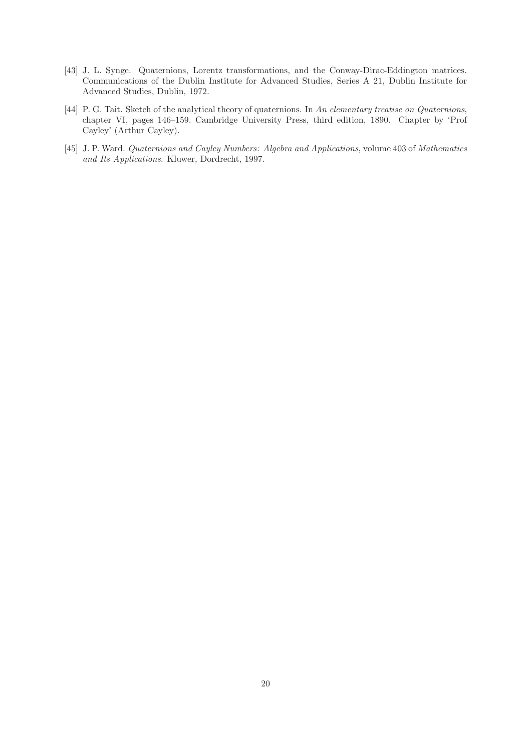[43] J. L. Synge. Quaternions, Lorentz transformations, and the Conway-Dirac-Eddington matrices. Communications of the Dublin Institute for Advanced Studies, Series A 21, Dublin Institute for Advanced Studies, Dublin, 1972.

[44] P. G. Tait. Sketch of the analytical theory of quaternions. In *An elementary treatise on Quaternions*, chapter VI, pages 146–159. Cambridge University Press, third edition, 1890. Chapter by 'Prof Cayley' (Arthur Cayley).

[45] J. P. Ward. *Quaternions and Cayley Numbers: Algebra and Applications*, volume 403 of *Mathematics and Its Applications*. Kluwer, Dordrecht, 1997.